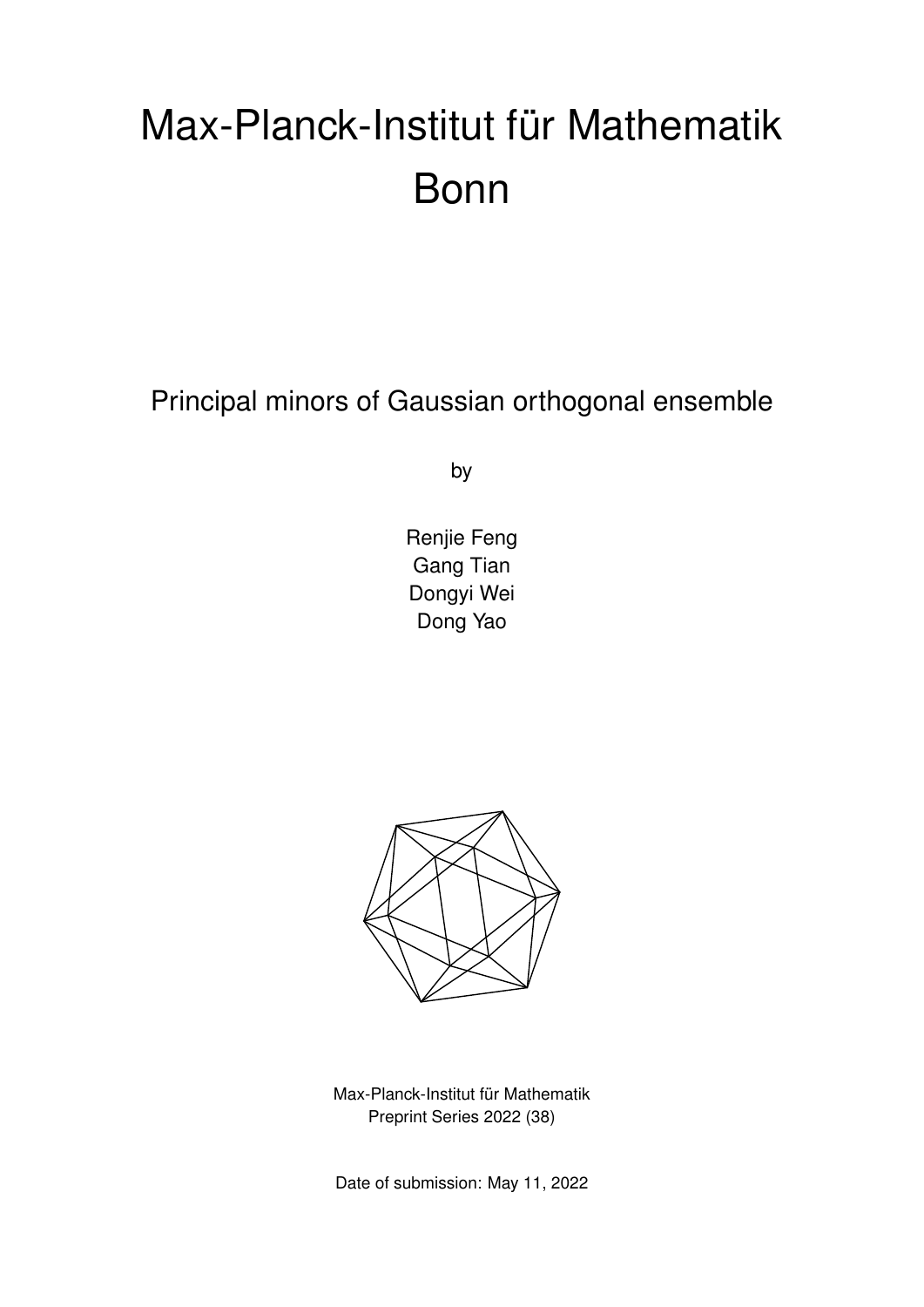# Max-Planck-Institut für Mathematik Bonn

## Principal minors of Gaussian orthogonal ensemble

by

Renjie Feng
Gang Tian
Dongyi Wei
Dong Yao

Max-Planck-Institut für Mathematik
Preprint Series 2022 (38)

Date of submission: May 11, 2022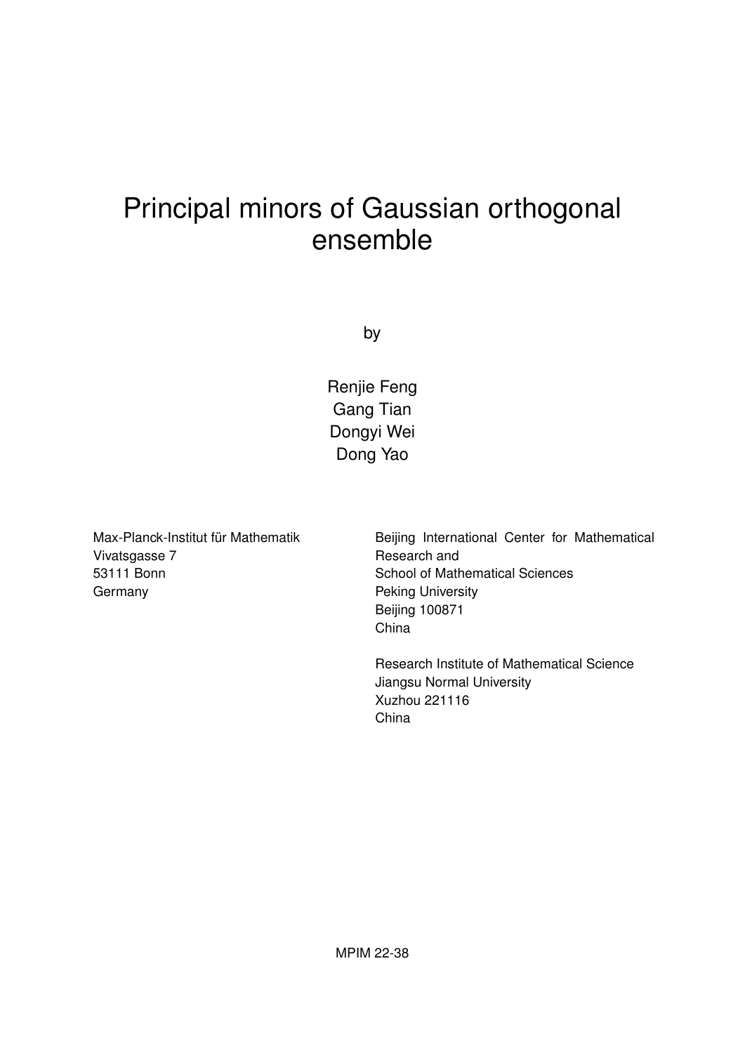# Principal minors of Gaussian orthogonal ensemble

by

Renjie Feng  
Gang Tian  
Dongyi Wei  
Dong Yao

Max-Planck-Institut für Mathematik  
Vivatsgasse 7  
53111 Bonn  
Germany

Beijing International Center for Mathematical Research and  
School of Mathematical Sciences  
Peking University  
Beijing 100871  
China

Research Institute of Mathematical Science  
Jiangsu Normal University  
Xuzhou 221116  
China

MPIM 22-38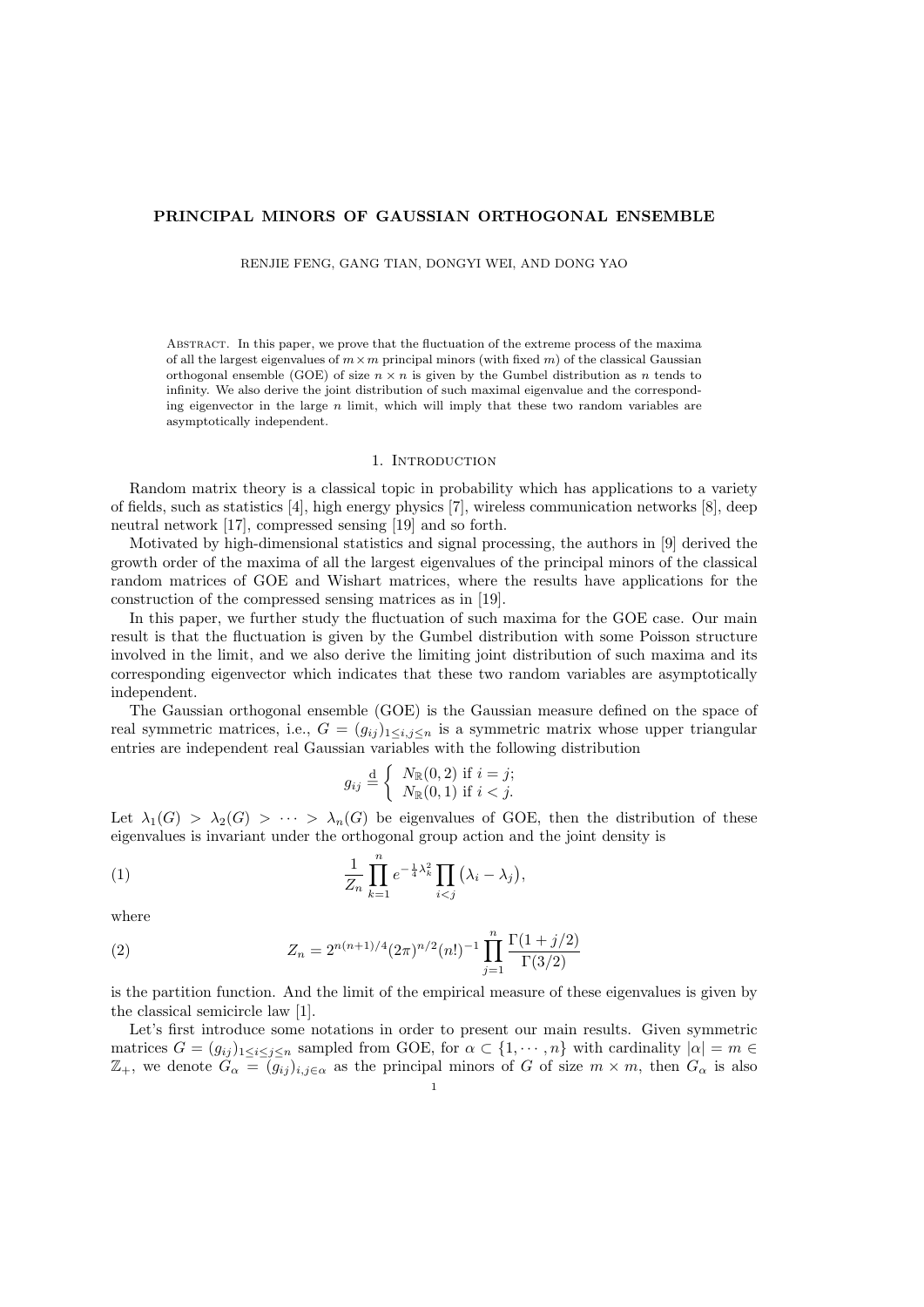# PRINCIPAL MINORS OF GAUSSIAN ORTHOGONAL ENSEMBLE

RENJIE FENG, GANG TIAN, DONGYI WEI, AND DONG YAO

Abstract. In this paper, we prove that the fluctuation of the extreme process of the maxima of all the largest eigenvalues of $m \times m$ principal minors (with fixed $m$) of the classical Gaussian orthogonal ensemble (GOE) of size $n \times n$ is given by the Gumbel distribution as $n$ tends to infinity. We also derive the joint distribution of such maximal eigenvalue and the corresponding eigenvector in the large $n$ limit, which will imply that these two random variables are asymptotically independent.

## 1. Introduction

Random matrix theory is a classical topic in probability which has applications to a variety of fields, such as statistics [4], high energy physics [7], wireless communication networks [8], deep neutral network [17], compressed sensing [19] and so forth.

Motivated by high-dimensional statistics and signal processing, the authors in [9] derived the growth order of the maxima of all the largest eigenvalues of the principal minors of the classical random matrices of GOE and Wishart matrices, where the results have applications for the construction of the compressed sensing matrices as in [19].

In this paper, we further study the fluctuation of such maxima for the GOE case. Our main result is that the fluctuation is given by the Gumbel distribution with some Poisson structure involved in the limit, and we also derive the limiting joint distribution of such maxima and its corresponding eigenvector which indicates that these two random variables are asymptotically independent.

The Gaussian orthogonal ensemble (GOE) is the Gaussian measure defined on the space of real symmetric matrices, i.e., $G = (g_{ij})_{1\le i,j\le n}$ is a symmetric matrix whose upper triangular entries are independent real Gaussian variables with the following distribution

$$g_{ij} \overset{\mathrm{d}}{=} \begin{cases} N_{\mathbb{R}}(0,2) \text{ if } i=j; \\ N_{\mathbb{R}}(0,1) \text{ if } i<j. \end{cases}$$

Let $\lambda_1(G) > \lambda_2(G) > \cdots > \lambda_n(G)$ be eigenvalues of GOE, then the distribution of these eigenvalues is invariant under the orthogonal group action and the joint density is

$$\frac{1}{Z_n}\prod_{k=1}^{n} e^{-\frac{1}{4}\lambda_k^2}\prod_{i<j}\left(\lambda_i-\lambda_j\right), \tag{1}$$

where

$$Z_n = 2^{n(n+1)/4}(2\pi)^{n/2}(n!)^{-1}\prod_{j=1}^{n}\frac{\Gamma(1+j/2)}{\Gamma(3/2)} \tag{2}$$

is the partition function. And the limit of the empirical measure of these eigenvalues is given by the classical semicircle law [1].

Let's first introduce some notations in order to present our main results. Given symmetric matrices $G = (g_{ij})_{1\le i\le j\le n}$ sampled from GOE, for $\alpha \subset \{1,\cdots,n\}$ with cardinality $|\alpha| = m \in \mathbb{Z}_+$, we denote $G_\alpha = (g_{ij})_{i,j\in\alpha}$ as the principal minors of $G$ of size $m\times m$, then $G_\alpha$ is also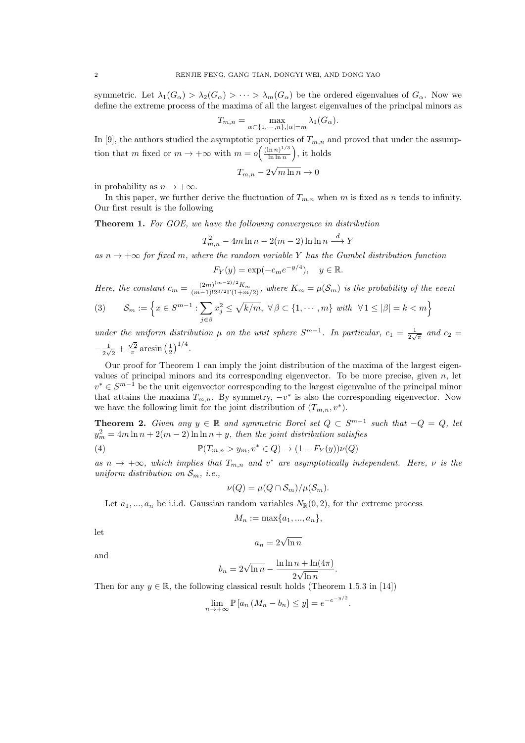symmetric. Let $\lambda_1(G_\alpha) > \lambda_2(G_\alpha) > \cdots > \lambda_m(G_\alpha)$ be the ordered eigenvalues of $G_\alpha$. Now we define the extreme process of the maxima of all the largest eigenvalues of the principal minors as

$$T_{m,n} = \max_{\alpha \subset \{1,\cdots,n\}, |\alpha|=m} \lambda_1(G_\alpha).$$

In [9], the authors studied the asymptotic properties of $T_{m,n}$ and proved that under the assumption that $m$ fixed or $m \to +\infty$ with $m = o\Big(\frac{(\ln n)^{1/3}}{\ln \ln n}\Big)$, it holds

$$T_{m,n} - 2\sqrt{m \ln n} \to 0$$

in probability as $n \to +\infty$.

In this paper, we further derive the fluctuation of $T_{m,n}$ when $m$ is fixed as $n$ tends to infinity. Our first result is the following

**Theorem 1.** *For GOE, we have the following convergence in distribution*

$$T_{m,n}^2 - 4m \ln n - 2(m-2)\ln \ln n \xrightarrow{d} Y$$

*as $n \to +\infty$ for fixed $m$, where the random variable $Y$ has the Gumbel distribution function*

$$F_Y(y) = \exp(-c_m e^{-y/4}), \quad y \in \mathbb{R}.$$

*Here, the constant $c_m = \frac{(2m)^{(m-2)/2} K_m}{(m-1)! 2^{3/2} \Gamma(1+m/2)}$, where $K_m = \mu(\mathcal{S}_m)$ is the probability of the event*

$$\mathcal{S}_m := \Big\{ x \in S^{m-1} : \sum_{j \in \beta} x_j^2 \le \sqrt{k/m}, \ \forall \beta \subset \{1, \cdots, m\} \text{ with } \forall 1 \le |\beta| = k < m \Big\} \tag{3}$$

*under the uniform distribution $\mu$ on the unit sphere $S^{m-1}$. In particular, $c_1 = \frac{1}{2\sqrt{\pi}}$ and $c_2 = -\frac{1}{2\sqrt{2}} + \frac{\sqrt{2}}{\pi} \arcsin\left(\frac{1}{2}\right)^{1/4}$.*

Our proof for Theorem 1 can imply the joint distribution of the maxima of the largest eigenvalues of principal minors and its corresponding eigenvector. To be more precise, given $n$, let $v^* \in S^{m-1}$ be the unit eigenvector corresponding to the largest eigenvalue of the principal minor that attains the maxima $T_{m,n}$. By symmetry, $-v^*$ is also the corresponding eigenvector. Now we have the following limit for the joint distribution of $(T_{m,n}, v^*)$.

**Theorem 2.** *Given any $y \in \mathbb{R}$ and symmetric Borel set $Q \subset S^{m-1}$ such that $-Q = Q$, let $y_m^2 = 4m \ln n + 2(m-2) \ln \ln n + y$, then the joint distribution satisfies*

$$\mathbb{P}(T_{m,n} > y_m, v^* \in Q) \to (1 - F_Y(y)) \nu(Q) \tag{4}$$

*as $n \to +\infty$, which implies that $T_{m,n}$ and $v^*$ are asymptotically independent. Here, $\nu$ is the uniform distribution on $\mathcal{S}_m$, i.e.,*

$$\nu(Q) = \mu(Q \cap \mathcal{S}_m)/\mu(\mathcal{S}_m).$$

Let $a_1, ..., a_n$ be i.i.d. Gaussian random variables $N_{\mathbb{R}}(0, 2)$, for the extreme process

$$M_n := \max\{a_1, ..., a_n\},$$

let

$$a_n = 2\sqrt{\ln n}$$

and

$$b_n = 2\sqrt{\ln n} - \frac{\ln \ln n + \ln(4\pi)}{2\sqrt{\ln n}}.$$

Then for any $y \in \mathbb{R}$, the following classical result holds (Theorem 1.5.3 in [14])

$$\lim_{n \to +\infty} \mathbb{P}\left[a_n (M_n - b_n) \le y\right] = e^{-e^{-y/2}}.$$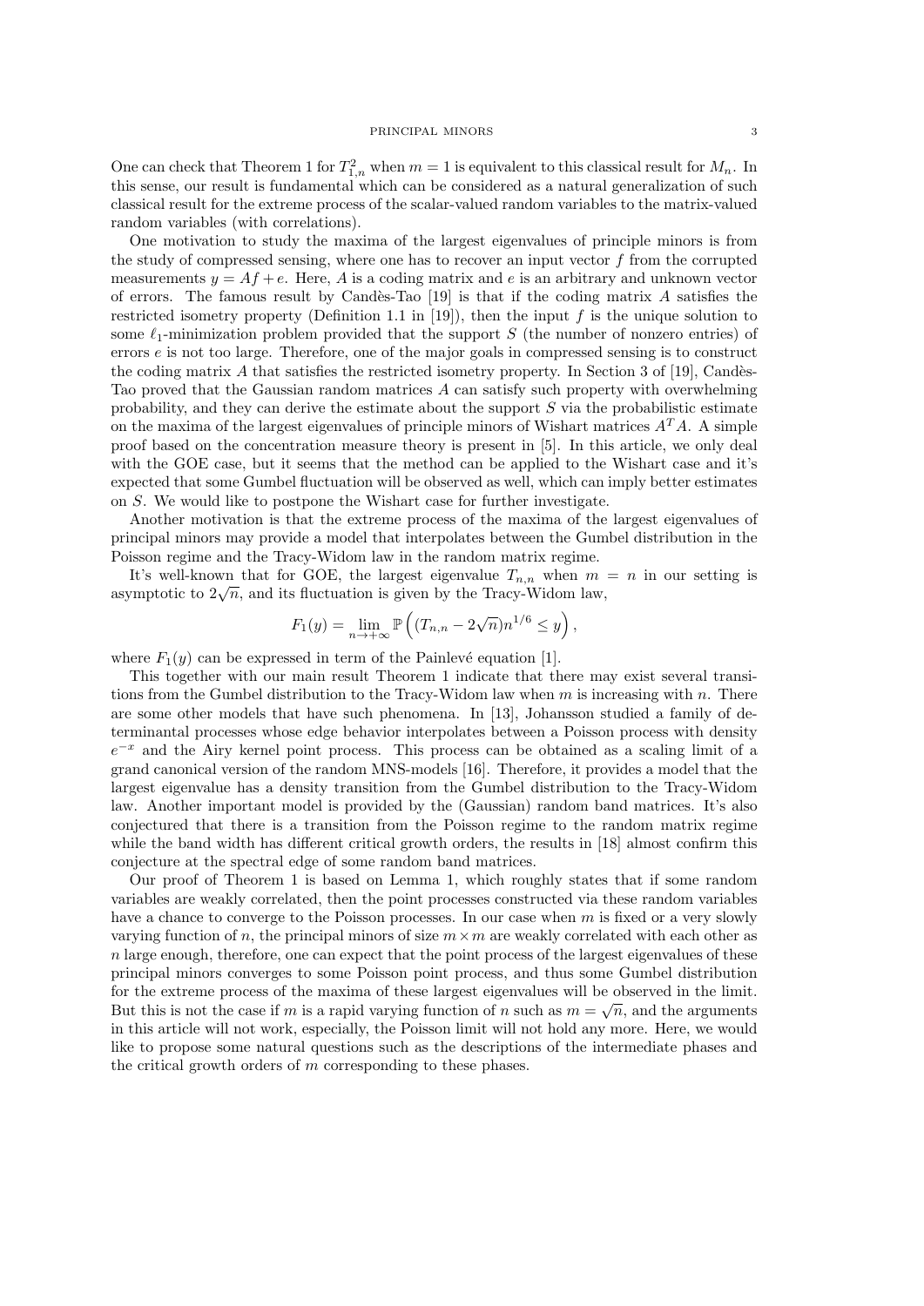One can check that Theorem 1 for $T^2_{1,n}$ when $m = 1$ is equivalent to this classical result for $M_n$. In this sense, our result is fundamental which can be considered as a natural generalization of such classical result for the extreme process of the scalar-valued random variables to the matrix-valued random variables (with correlations).

One motivation to study the maxima of the largest eigenvalues of principle minors is from the study of compressed sensing, where one has to recover an input vector $f$ from the corrupted measurements $y = Af + e$. Here, $A$ is a coding matrix and $e$ is an arbitrary and unknown vector of errors. The famous result by Candès-Tao [19] is that if the coding matrix $A$ satisfies the restricted isometry property (Definition 1.1 in [19]), then the input $f$ is the unique solution to some $\ell_1$-minimization problem provided that the support $S$ (the number of nonzero entries) of errors $e$ is not too large. Therefore, one of the major goals in compressed sensing is to construct the coding matrix $A$ that satisfies the restricted isometry property. In Section 3 of [19], Candès-Tao proved that the Gaussian random matrices $A$ can satisfy such property with overwhelming probability, and they can derive the estimate about the support $S$ via the probabilistic estimate on the maxima of the largest eigenvalues of principle minors of Wishart matrices $A^TA$. A simple proof based on the concentration measure theory is present in [5]. In this article, we only deal with the GOE case, but it seems that the method can be applied to the Wishart case and it's expected that some Gumbel fluctuation will be observed as well, which can imply better estimates on $S$. We would like to postpone the Wishart case for further investigate.

Another motivation is that the extreme process of the maxima of the largest eigenvalues of principal minors may provide a model that interpolates between the Gumbel distribution in the Poisson regime and the Tracy-Widom law in the random matrix regime.

It's well-known that for GOE, the largest eigenvalue $T_{n,n}$ when $m = n$ in our setting is asymptotic to $2\sqrt{n}$, and its fluctuation is given by the Tracy-Widom law,

$$F_1(y) = \lim_{n\to+\infty} \mathbb{P}\left((T_{n,n} - 2\sqrt{n})n^{1/6} \le y\right),$$

where $F_1(y)$ can be expressed in term of the Painlevé equation [1].

This together with our main result Theorem 1 indicate that there may exist several transitions from the Gumbel distribution to the Tracy-Widom law when $m$ is increasing with $n$. There are some other models that have such phenomena. In [13], Johansson studied a family of determinantal processes whose edge behavior interpolates between a Poisson process with density $e^{-x}$ and the Airy kernel point process. This process can be obtained as a scaling limit of a grand canonical version of the random MNS-models [16]. Therefore, it provides a model that the largest eigenvalue has a density transition from the Gumbel distribution to the Tracy-Widom law. Another important model is provided by the (Gaussian) random band matrices. It's also conjectured that there is a transition from the Poisson regime to the random matrix regime while the band width has different critical growth orders, the results in [18] almost confirm this conjecture at the spectral edge of some random band matrices.

Our proof of Theorem 1 is based on Lemma 1, which roughly states that if some random variables are weakly correlated, then the point processes constructed via these random variables have a chance to converge to the Poisson processes. In our case when $m$ is fixed or a very slowly varying function of $n$, the principal minors of size $m \times m$ are weakly correlated with each other as $n$ large enough, therefore, one can expect that the point process of the largest eigenvalues of these principal minors converges to some Poisson point process, and thus some Gumbel distribution for the extreme process of the maxima of these largest eigenvalues will be observed in the limit. But this is not the case if $m$ is a rapid varying function of $n$ such as $m = \sqrt{n}$, and the arguments in this article will not work, especially, the Poisson limit will not hold any more. Here, we would like to propose some natural questions such as the descriptions of the intermediate phases and the critical growth orders of $m$ corresponding to these phases.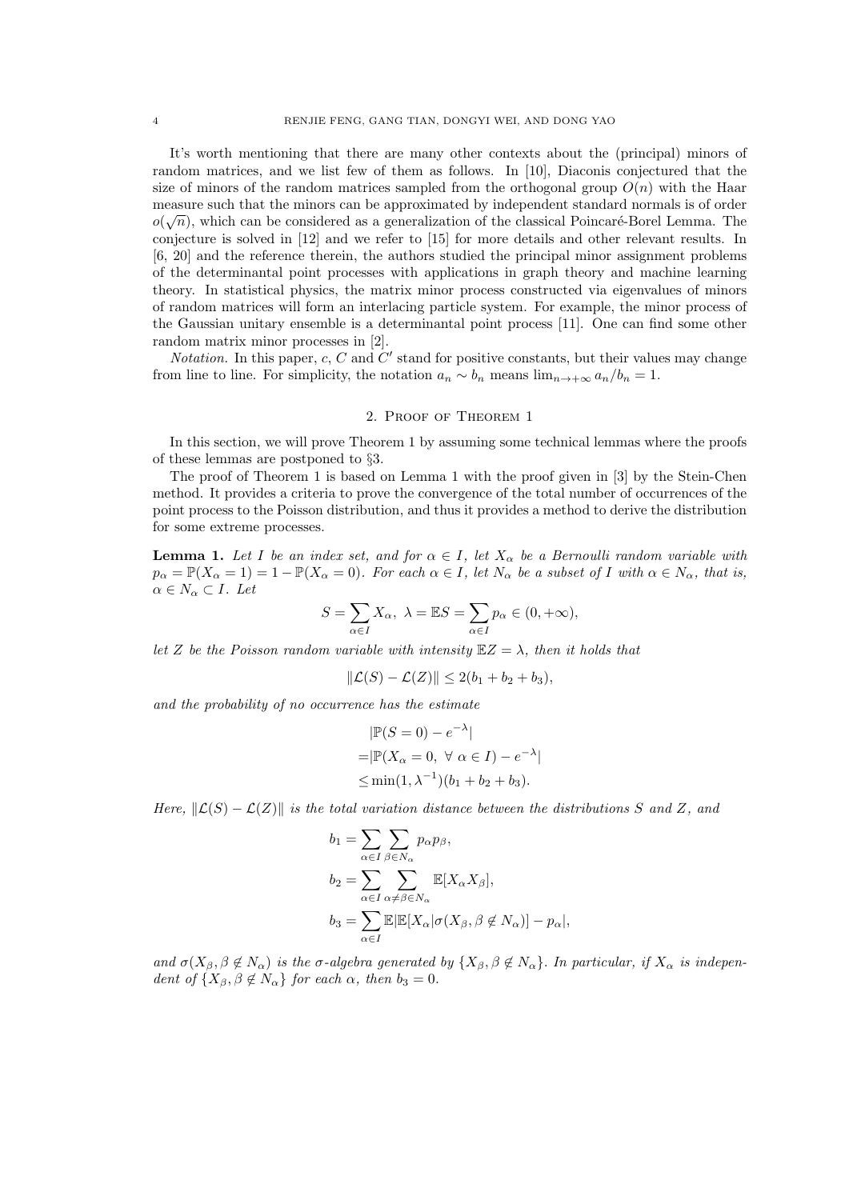It's worth mentioning that there are many other contexts about the (principal) minors of random matrices, and we list few of them as follows. In [10], Diaconis conjectured that the size of minors of the random matrices sampled from the orthogonal group $O(n)$ with the Haar measure such that the minors can be approximated by independent standard normals is of order $o(\sqrt{n})$, which can be considered as a generalization of the classical Poincaré-Borel Lemma. The conjecture is solved in [12] and we refer to [15] for more details and other relevant results. In [6, 20] and the reference therein, the authors studied the principal minor assignment problems of the determinantal point processes with applications in graph theory and machine learning theory. In statistical physics, the matrix minor process constructed via eigenvalues of minors of random matrices will form an interlacing particle system. For example, the minor process of the Gaussian unitary ensemble is a determinantal point process [11]. One can find some other random matrix minor processes in [2].

*Notation.* In this paper, $c$, $C$ and $C'$ stand for positive constants, but their values may change from line to line. For simplicity, the notation $a_n \sim b_n$ means $\lim_{n\to+\infty} a_n/b_n = 1$.

## 2. Proof of Theorem 1

In this section, we will prove Theorem 1 by assuming some technical lemmas where the proofs of these lemmas are postponed to §3.

The proof of Theorem 1 is based on Lemma 1 with the proof given in [3] by the Stein-Chen method. It provides a criteria to prove the convergence of the total number of occurrences of the point process to the Poisson distribution, and thus it provides a method to derive the distribution for some extreme processes.

**Lemma 1.** *Let $I$ be an index set, and for $\alpha \in I$, let $X_\alpha$ be a Bernoulli random variable with $p_\alpha = \mathbb{P}(X_\alpha = 1) = 1 - \mathbb{P}(X_\alpha = 0)$. For each $\alpha \in I$, let $N_\alpha$ be a subset of $I$ with $\alpha \in N_\alpha$, that is, $\alpha \in N_\alpha \subset I$. Let*

$$S = \sum_{\alpha\in I} X_\alpha,\ \lambda = \mathbb{E}S = \sum_{\alpha\in I} p_\alpha \in (0, +\infty),$$

*let $Z$ be the Poisson random variable with intensity $\mathbb{E}Z = \lambda$, then it holds that*

$$\|\mathcal{L}(S) - \mathcal{L}(Z)\| \le 2(b_1 + b_2 + b_3),$$

*and the probability of no occurrence has the estimate*

$$\begin{aligned}
&|\mathbb{P}(S = 0) - e^{-\lambda}| \\
=&|\mathbb{P}(X_\alpha = 0,\ \forall\ \alpha \in I) - e^{-\lambda}| \\
\le&\min(1, \lambda^{-1})(b_1 + b_2 + b_3).
\end{aligned}$$

*Here, $\|\mathcal{L}(S) - \mathcal{L}(Z)\|$ is the total variation distance between the distributions $S$ and $Z$, and*

$$\begin{aligned}
b_1 &= \sum_{\alpha\in I}\sum_{\beta\in N_\alpha} p_\alpha p_\beta, \\
b_2 &= \sum_{\alpha\in I}\sum_{\alpha\neq\beta\in N_\alpha} \mathbb{E}[X_\alpha X_\beta], \\
b_3 &= \sum_{\alpha\in I} \mathbb{E}|\mathbb{E}[X_\alpha|\sigma(X_\beta, \beta \notin N_\alpha)] - p_\alpha|,
\end{aligned}$$

*and $\sigma(X_\beta, \beta \notin N_\alpha)$ is the $\sigma$-algebra generated by $\{X_\beta, \beta \notin N_\alpha\}$. In particular, if $X_\alpha$ is independent of $\{X_\beta, \beta \notin N_\alpha\}$ for each $\alpha$, then $b_3 = 0$.*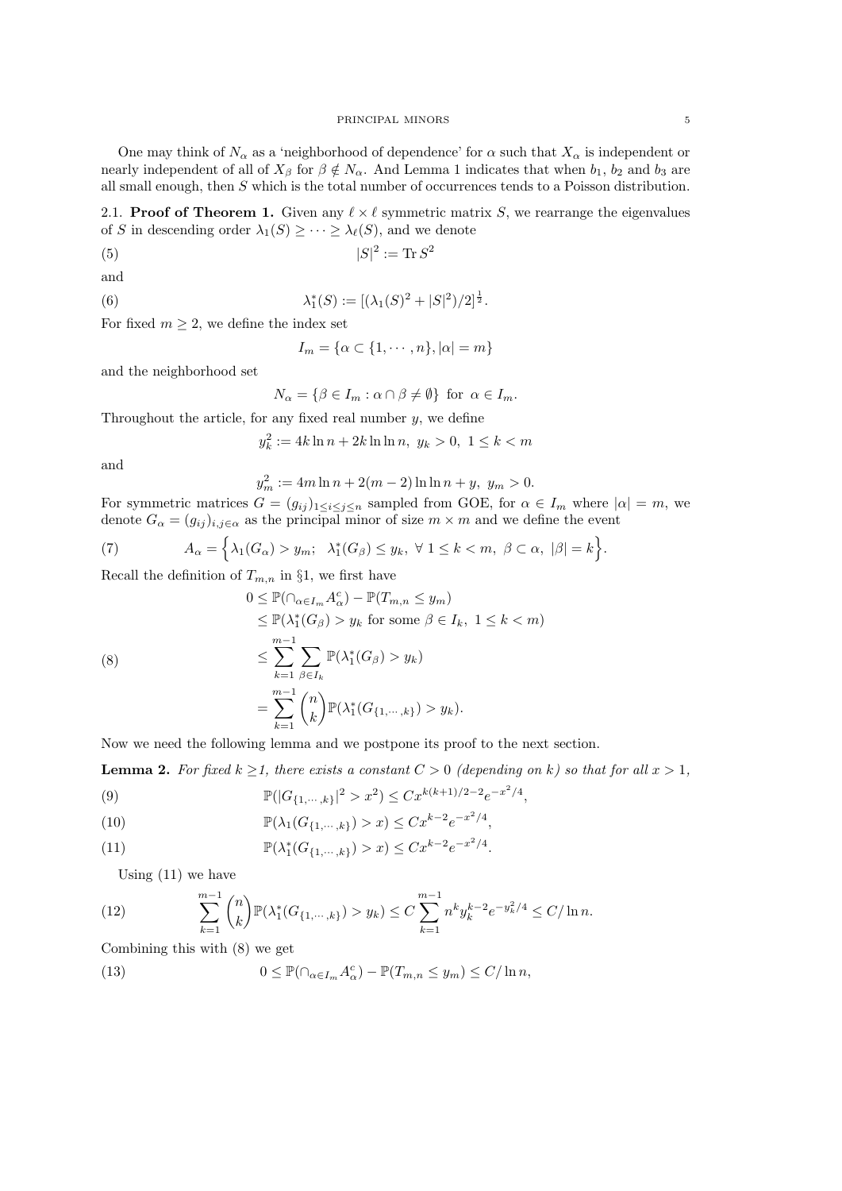One may think of $N_\alpha$ as a 'neighborhood of dependence' for $\alpha$ such that $X_\alpha$ is independent or nearly independent of all of $X_\beta$ for $\beta \notin N_\alpha$. And Lemma 1 indicates that when $b_1$, $b_2$ and $b_3$ are all small enough, then $S$ which is the total number of occurrences tends to a Poisson distribution.

## 2.1. Proof of Theorem 1.

Given any $\ell \times \ell$ symmetric matrix $S$, we rearrange the eigenvalues of $S$ in descending order $\lambda_1(S) \geq \cdots \geq \lambda_\ell(S)$, and we denote

$$|S|^2 := \operatorname{Tr} S^2 \tag{5}$$

and

$$\lambda_1^*(S) := [(\lambda_1(S)^2 + |S|^2)/2]^{\frac{1}{2}}. \tag{6}$$

For fixed $m \geq 2$, we define the index set

$$I_m = \{\alpha \subset \{1, \cdots, n\}, |\alpha| = m\}$$

and the neighborhood set

$$N_\alpha = \{\beta \in I_m : \alpha \cap \beta \neq \emptyset\} \text{ for } \alpha \in I_m.$$

Throughout the article, for any fixed real number $y$, we define

$$y_k^2 := 4k \ln n + 2k \ln \ln n, \ y_k > 0, \ 1 \leq k < m$$

and

$$y_m^2 := 4m \ln n + 2(m-2) \ln \ln n + y, \ y_m > 0.$$

For symmetric matrices $G = (g_{ij})_{1 \leq i \leq j \leq n}$ sampled from GOE, for $\alpha \in I_m$ where $|\alpha| = m$, we denote $G_\alpha = (g_{ij})_{i,j \in \alpha}$ as the principal minor of size $m \times m$ and we define the event

$$A_\alpha = \Big\{ \lambda_1(G_\alpha) > y_m; \ \ \lambda_1^*(G_\beta) \leq y_k, \ \forall \ 1 \leq k < m, \ \beta \subset \alpha, \ |\beta| = k \Big\}. \tag{7}$$

Recall the definition of $T_{m,n}$ in §1, we first have

$$\begin{aligned}
0 &\leq \mathbb{P}(\cap_{\alpha \in I_m} A_\alpha^c) - \mathbb{P}(T_{m,n} \leq y_m) \\
&\leq \mathbb{P}(\lambda_1^*(G_\beta) > y_k \text{ for some } \beta \in I_k, \ 1 \leq k < m) \\
&\leq \sum_{k=1}^{m-1} \sum_{\beta \in I_k} \mathbb{P}(\lambda_1^*(G_\beta) > y_k) \\
&= \sum_{k=1}^{m-1} \binom{n}{k} \mathbb{P}(\lambda_1^*(G_{\{1,\cdots,k\}}) > y_k).
\end{aligned} \tag{8}$$

Now we need the following lemma and we postpone its proof to the next section.

**Lemma 2.** *For fixed $k \geq 1$, there exists a constant $C > 0$ (depending on $k$) so that for all $x > 1$,*

$$\mathbb{P}(|G_{\{1,\cdots,k\}}|^2 > x^2) \leq C x^{k(k+1)/2-2} e^{-x^2/4}, \tag{9}$$

$$\mathbb{P}(\lambda_1(G_{\{1,\cdots,k\}}) > x) \leq C x^{k-2} e^{-x^2/4}, \tag{10}$$

$$\mathbb{P}(\lambda_1^*(G_{\{1,\cdots,k\}}) > x) \leq C x^{k-2} e^{-x^2/4}. \tag{11}$$

Using (11) we have

$$\sum_{k=1}^{m-1} \binom{n}{k} \mathbb{P}(\lambda_1^*(G_{\{1,\cdots,k\}}) > y_k) \leq C \sum_{k=1}^{m-1} n^k y_k^{k-2} e^{-y_k^2/4} \leq C/\ln n. \tag{12}$$

Combining this with (8) we get

$$0 \leq \mathbb{P}(\cap_{\alpha \in I_m} A_\alpha^c) - \mathbb{P}(T_{m,n} \leq y_m) \leq C/\ln n, \tag{13}$$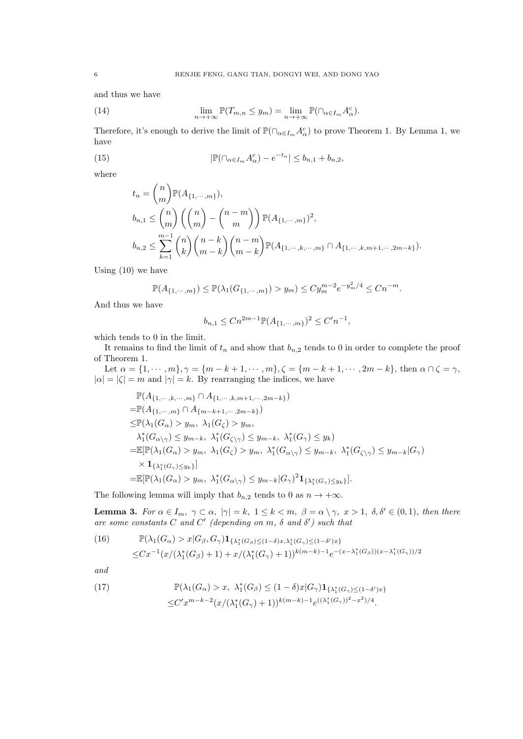and thus we have

$$\lim_{n\to+\infty} \mathbb{P}(T_{m,n} \le y_m) = \lim_{n\to+\infty} \mathbb{P}(\cap_{\alpha\in I_m} A_\alpha^c). \tag{14}$$

Therefore, it's enough to derive the limit of $\mathbb{P}(\cap_{\alpha\in I_m} A_\alpha^c)$ to prove Theorem 1. By Lemma 1, we have

$$|\mathbb{P}(\cap_{\alpha\in I_m} A_\alpha^c) - e^{-t_n}| \le b_{n,1} + b_{n,2}, \tag{15}$$

where

$$t_n = \binom{n}{m}\mathbb{P}(A_{\{1,\cdots,m\}}),$$

$$b_{n,1} \le \binom{n}{m}\left(\binom{n}{m} - \binom{n-m}{m}\right)\mathbb{P}(A_{\{1,\cdots,m\}})^2,$$

$$b_{n,2} \le \sum_{k=1}^{m-1}\binom{n}{k}\binom{n-k}{m-k}\binom{n-m}{m-k}\mathbb{P}(A_{\{1,\cdots,k,\cdots,m\}} \cap A_{\{1,\cdots,k,m+1,\cdots,2m-k\}}).$$

Using (10) we have

$$\mathbb{P}(A_{\{1,\cdots,m\}}) \le \mathbb{P}(\lambda_1(G_{\{1,\cdots,m\}}) > y_m) \le C y_m^{m-2} e^{-y_m^2/4} \le C n^{-m}.$$

And thus we have

$$b_{n,1} \le C n^{2m-1}\mathbb{P}(A_{\{1,\cdots,m\}})^2 \le C' n^{-1},$$

which tends to 0 in the limit.

It remains to find the limit of $t_n$ and show that $b_{n,2}$ tends to 0 in order to complete the proof of Theorem 1.

Let $\alpha = \{1,\cdots,m\}, \gamma = \{m-k+1,\cdots,m\}, \zeta = \{m-k+1,\cdots,2m-k\}$, then $\alpha\cap\zeta = \gamma$, $|\alpha| = |\zeta| = m$ and $|\gamma| = k$. By rearranging the indices, we have

$$\begin{aligned}
&\mathbb{P}(A_{\{1,\cdots,k,\cdots,m\}} \cap A_{\{1,\cdots,k,m+1,\cdots,2m-k\}})\\
=&\mathbb{P}(A_{\{1,\cdots,m\}} \cap A_{\{m-k+1,\cdots,2m-k\}})\\
\le&\mathbb{P}(\lambda_1(G_\alpha) > y_m,\ \lambda_1(G_\zeta) > y_m,\\
&\lambda_1^*(G_{\alpha\setminus\gamma}) \le y_{m-k},\ \lambda_1^*(G_{\zeta\setminus\gamma}) \le y_{m-k},\ \lambda_1^*(G_\gamma) \le y_k)\\
=&\mathbb{E}[\mathbb{P}(\lambda_1(G_\alpha) > y_m,\ \lambda_1(G_\zeta) > y_m,\ \lambda_1^*(G_{\alpha\setminus\gamma}) \le y_{m-k},\ \lambda_1^*(G_{\zeta\setminus\gamma}) \le y_{m-k}|G_\gamma)\\
&\times \mathbf{1}_{\{\lambda_1^*(G_\gamma)\le y_k\}}]\\
=&\mathbb{E}[\mathbb{P}(\lambda_1(G_\alpha) > y_m,\ \lambda_1^*(G_{\alpha\setminus\gamma}) \le y_{m-k}|G_\gamma)^2 \mathbf{1}_{\{\lambda_1^*(G_\gamma)\le y_k\}}].
\end{aligned}$$

The following lemma will imply that $b_{n,2}$ tends to 0 as $n\to+\infty$.

**Lemma 3.** *For $\alpha\in I_m,\ \gamma\subset\alpha,\ |\gamma| = k,\ 1\le k<m,\ \beta = \alpha\setminus\gamma,\ x>1,\ \delta,\delta'\in(0,1)$, then there are some constants $C$ and $C'$ (depending on $m$, $\delta$ and $\delta'$) such that*

$$\begin{aligned}
&\mathbb{P}(\lambda_1(G_\alpha) > x|G_\beta, G_\gamma)\mathbf{1}_{\{\lambda_1^*(G_\beta)\le(1-\delta)x,\lambda_1^*(G_\gamma)\le(1-\delta')x\}}\\
\le& Cx^{-1}(x/(\lambda_1^*(G_\beta)+1) + x/(\lambda_1^*(G_\gamma)+1))^{k(m-k)-1} e^{-(x-\lambda_1^*(G_\beta))(x-\lambda_1^*(G_\gamma))/2}
\end{aligned} \tag{16}$$

*and*

$$\begin{aligned}
&\mathbb{P}(\lambda_1(G_\alpha) > x,\ \lambda_1^*(G_\beta) \le (1-\delta)x|G_\gamma)\mathbf{1}_{\{\lambda_1^*(G_\gamma)\le(1-\delta')x\}}\\
\le& C' x^{m-k-2}(x/(\lambda_1^*(G_\gamma)+1))^{k(m-k)-1} e^{((\lambda_1^*(G_\gamma))^2-x^2)/4}.
\end{aligned} \tag{17}$$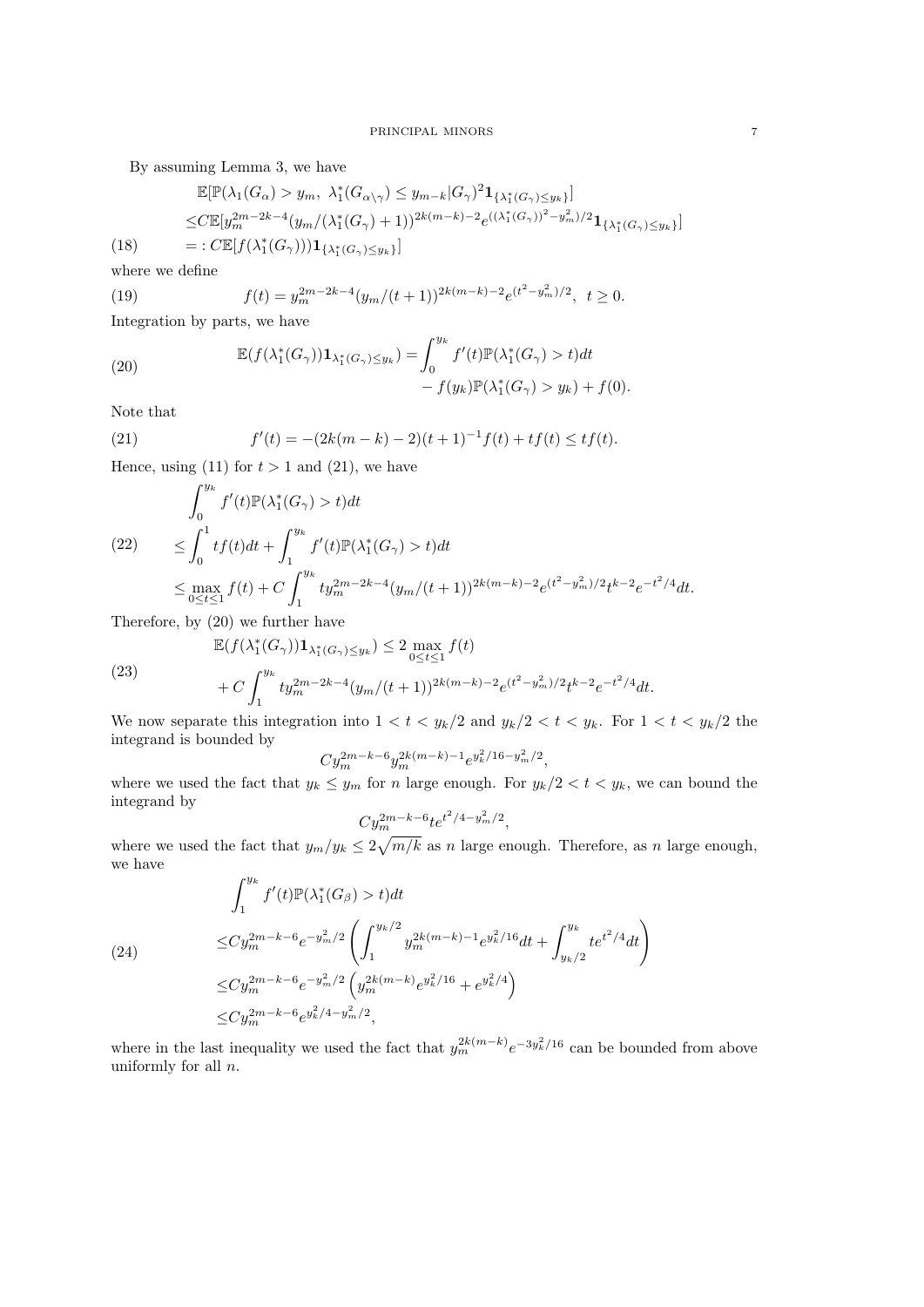By assuming Lemma 3, we have

$$
\begin{aligned}
&\mathbb{E}[\mathbb{P}(\lambda_1(G_\alpha) > y_m,\ \lambda_1^*(G_{\alpha\setminus\gamma}) \le y_{m-k}|G_\gamma)^2 \mathbf{1}_{\{\lambda_1^*(G_\gamma)\le y_k\}}] \\
\le& C\mathbb{E}[y_m^{2m-2k-4}(y_m/(\lambda_1^*(G_\gamma)+1))^{2k(m-k)-2} e^{((\lambda_1^*(G_\gamma))^2-y_m^2)/2}\mathbf{1}_{\{\lambda_1^*(G_\gamma)\le y_k\}}] \\
=:& C\mathbb{E}[f(\lambda_1^*(G_\gamma)))\mathbf{1}_{\{\lambda_1^*(G_\gamma)\le y_k\}}] \qquad (18)
\end{aligned}
$$

where we define

$$
f(t) = y_m^{2m-2k-4}(y_m/(t+1))^{2k(m-k)-2}e^{(t^2-y_m^2)/2},\ \ t\ge 0. \tag{19}
$$

Integration by parts, we have

$$
\begin{aligned}
\mathbb{E}(f(\lambda_1^*(G_\gamma))\mathbf{1}_{\lambda_1^*(G_\gamma)\le y_k}) = &\int_0^{y_k} f'(t)\mathbb{P}(\lambda_1^*(G_\gamma)>t)dt \\
&- f(y_k)\mathbb{P}(\lambda_1^*(G_\gamma)>y_k) + f(0).
\end{aligned} \tag{20}
$$

Note that

$$
f'(t) = -(2k(m-k)-2)(t+1)^{-1}f(t) + tf(t) \le tf(t). \tag{21}
$$

Hence, using (11) for $t>1$ and (21), we have

$$
\begin{aligned}
&\int_0^{y_k} f'(t)\mathbb{P}(\lambda_1^*(G_\gamma)>t)dt \\
\le& \int_0^1 tf(t)dt + \int_1^{y_k} f'(t)\mathbb{P}(\lambda_1^*(G_\gamma)>t)dt \\
\le& \max_{0\le t\le 1} f(t) + C\int_1^{y_k} ty_m^{2m-2k-4}(y_m/(t+1))^{2k(m-k)-2}e^{(t^2-y_m^2)/2}t^{k-2}e^{-t^2/4}dt.
\end{aligned} \tag{22}
$$

Therefore, by (20) we further have

$$
\begin{aligned}
\mathbb{E}(f(\lambda_1^*(G_\gamma))\mathbf{1}_{\lambda_1^*(G_\gamma)\le y_k}) \le& 2\max_{0\le t\le 1} f(t) \\
&+ C\int_1^{y_k} ty_m^{2m-2k-4}(y_m/(t+1))^{2k(m-k)-2}e^{(t^2-y_m^2)/2}t^{k-2}e^{-t^2/4}dt.
\end{aligned} \tag{23}
$$

We now separate this integration into $1<t<y_k/2$ and $y_k/2<t<y_k$. For $1<t<y_k/2$ the integrand is bounded by

$$
Cy_m^{2m-k-6}y_m^{2k(m-k)-1}e^{y_k^2/16-y_m^2/2},
$$

where we used the fact that $y_k\le y_m$ for $n$ large enough. For $y_k/2<t<y_k$, we can bound the integrand by

$$
Cy_m^{2m-k-6}te^{t^2/4-y_m^2/2},
$$

where we used the fact that $y_m/y_k\le 2\sqrt{m/k}$ as $n$ large enough. Therefore, as $n$ large enough, we have

$$
\begin{aligned}
&\int_1^{y_k} f'(t)\mathbb{P}(\lambda_1^*(G_\beta)>t)dt \\
\le& Cy_m^{2m-k-6}e^{-y_m^2/2}\left(\int_1^{y_k/2} y_m^{2k(m-k)-1}e^{y_k^2/16}dt + \int_{y_k/2}^{y_k} te^{t^2/4}dt\right) \\
\le& Cy_m^{2m-k-6}e^{-y_m^2/2}\left(y_m^{2k(m-k)}e^{y_k^2/16} + e^{y_k^2/4}\right) \\
\le& Cy_m^{2m-k-6}e^{y_k^2/4-y_m^2/2},
\end{aligned} \tag{24}
$$

where in the last inequality we used the fact that $y_m^{2k(m-k)}e^{-3y_k^2/16}$ can be bounded from above uniformly for all $n$.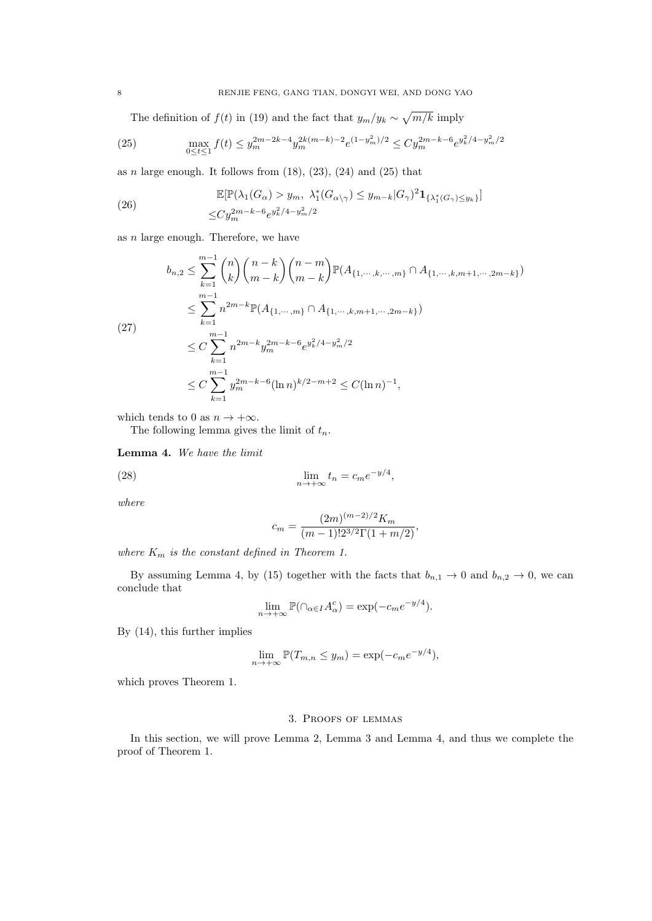The definition of $f(t)$ in (19) and the fact that $y_m/y_k \sim \sqrt{m/k}$ imply

$$\max_{0\le t\le 1} f(t) \le y_m^{2m-2k-4} y_m^{2k(m-k)-2} e^{(1-y_m^2)/2} \le C y_m^{2m-k-6} e^{y_k^2/4 - y_m^2/2} \tag{25}$$

as $n$ large enough. It follows from (18), (23), (24) and (25) that

$$\begin{aligned} &\mathbb{E}[\mathbb{P}(\lambda_1(G_\alpha) > y_m,\ \lambda_1^*(G_{\alpha\setminus\gamma}) \le y_{m-k} | G_\gamma)^2 \mathbf{1}_{\{\lambda_1^*(G_\gamma)\le y_k\}}] \\ \le& C y_m^{2m-k-6} e^{y_k^2/4 - y_m^2/2} \end{aligned} \tag{26}$$

as $n$ large enough. Therefore, we have

$$\begin{aligned} b_{n,2} &\le \sum_{k=1}^{m-1} \binom{n}{k}\binom{n-k}{m-k}\binom{n-m}{m-k} \mathbb{P}(A_{\{1,\cdots,k,\cdots,m\}} \cap A_{\{1,\cdots,k,m+1,\cdots,2m-k\}}) \\ &\le \sum_{k=1}^{m-1} n^{2m-k} \mathbb{P}(A_{\{1,\cdots,m\}} \cap A_{\{1,\cdots,k,m+1,\cdots,2m-k\}}) \\ &\le C \sum_{k=1}^{m-1} n^{2m-k} y_m^{2m-k-6} e^{y_k^2/4 - y_m^2/2} \\ &\le C \sum_{k=1}^{m-1} y_m^{2m-k-6} (\ln n)^{k/2-m+2} \le C(\ln n)^{-1}, \end{aligned} \tag{27}$$

which tends to 0 as $n \to +\infty$.

The following lemma gives the limit of $t_n$.

**Lemma 4.** *We have the limit*

$$\lim_{n\to+\infty} t_n = c_m e^{-y/4}, \tag{28}$$

*where*

$$c_m = \frac{(2m)^{(m-2)/2} K_m}{(m-1)! 2^{3/2} \Gamma(1+m/2)},$$

*where $K_m$ is the constant defined in Theorem 1.*

By assuming Lemma 4, by (15) together with the facts that $b_{n,1} \to 0$ and $b_{n,2} \to 0$, we can conclude that

$$\lim_{n\to+\infty} \mathbb{P}(\cap_{\alpha\in I} A_\alpha^c) = \exp(-c_m e^{-y/4}).$$

By (14), this further implies

$$\lim_{n\to+\infty} \mathbb{P}(T_{m,n} \le y_m) = \exp(-c_m e^{-y/4}),$$

which proves Theorem 1.

## 3. Proofs of lemmas

In this section, we will prove Lemma 2, Lemma 3 and Lemma 4, and thus we complete the proof of Theorem 1.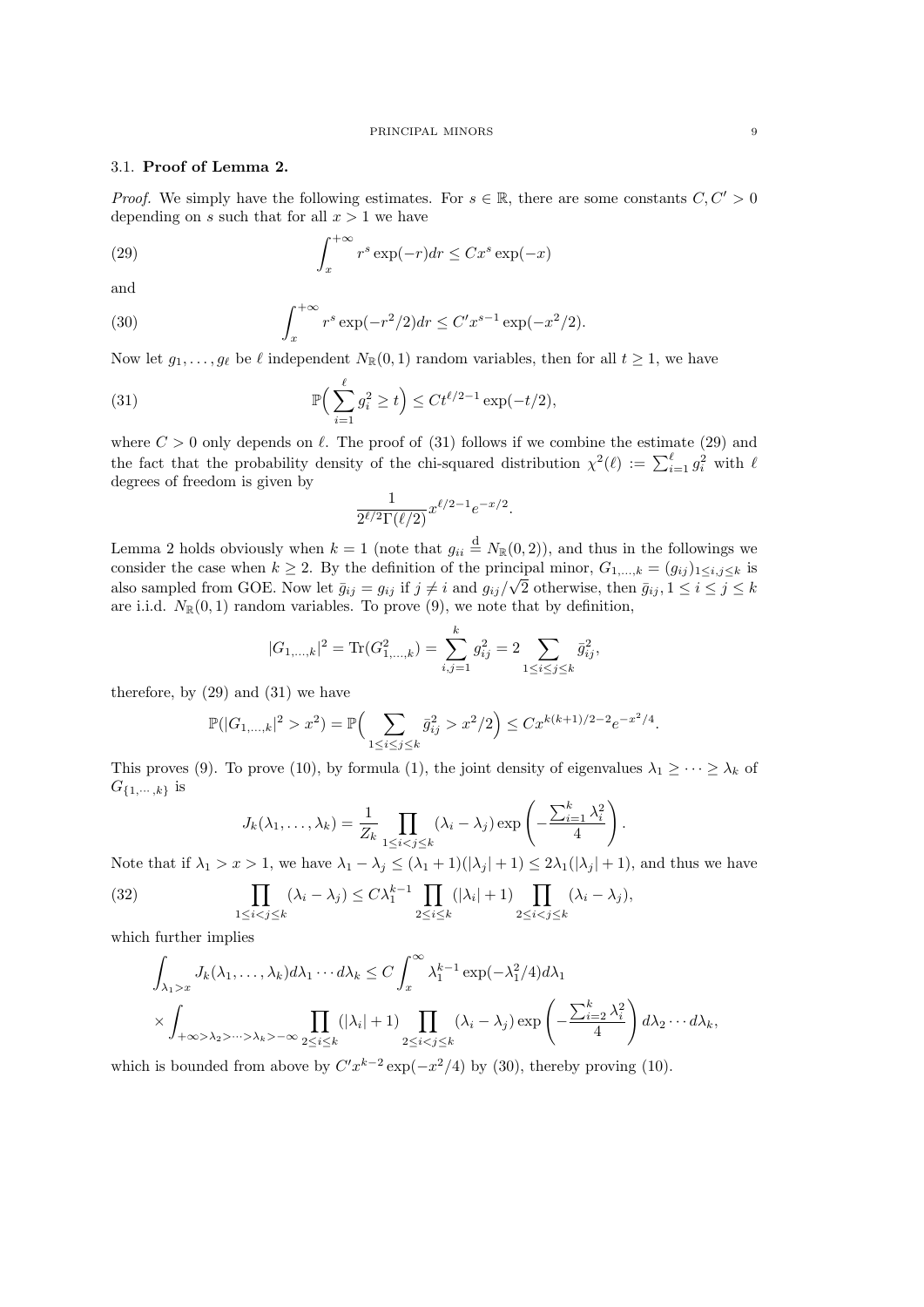### 3.1. **Proof of Lemma 2.**

*Proof.* We simply have the following estimates. For $s \in \mathbb{R}$, there are some constants $C, C' > 0$ depending on $s$ such that for all $x > 1$ we have

$$\int_x^{+\infty} r^s \exp(-r) dr \leq C x^s \exp(-x) \tag{29}$$

and

$$\int_x^{+\infty} r^s \exp(-r^2/2) dr \leq C' x^{s-1} \exp(-x^2/2). \tag{30}$$

Now let $g_1, \ldots, g_\ell$ be $\ell$ independent $N_{\mathbb{R}}(0,1)$ random variables, then for all $t \geq 1$, we have

$$\mathbb{P}\Big( \sum_{i=1}^{\ell} g_i^2 \geq t \Big) \leq C t^{\ell/2 - 1} \exp(-t/2), \tag{31}$$

where $C > 0$ only depends on $\ell$. The proof of (31) follows if we combine the estimate (29) and the fact that the probability density of the chi-squared distribution $\chi^2(\ell) := \sum_{i=1}^{\ell} g_i^2$ with $\ell$ degrees of freedom is given by

$$\frac{1}{2^{\ell/2}\Gamma(\ell/2)} x^{\ell/2-1} e^{-x/2}.$$

Lemma 2 holds obviously when $k = 1$ (note that $g_{ii} \overset{\mathrm{d}}{=} N_{\mathbb{R}}(0,2)$), and thus in the followings we consider the case when $k \geq 2$. By the definition of the principal minor, $G_{1,\ldots,k} = (g_{ij})_{1 \leq i,j \leq k}$ is also sampled from GOE. Now let $\bar{g}_{ij} = g_{ij}$ if $j \neq i$ and $g_{ij}/\sqrt{2}$ otherwise, then $\bar{g}_{ij}, 1 \leq i \leq j \leq k$ are i.i.d. $N_{\mathbb{R}}(0,1)$ random variables. To prove (9), we note that by definition,

$$|G_{1,\ldots,k}|^2 = \operatorname{Tr}(G_{1,\ldots,k}^2) = \sum_{i,j=1}^{k} g_{ij}^2 = 2 \sum_{1 \leq i \leq j \leq k} \bar{g}_{ij}^2,$$

therefore, by (29) and (31) we have

$$\mathbb{P}(|G_{1,\ldots,k}|^2 > x^2) = \mathbb{P}\Big( \sum_{1 \leq i \leq j \leq k} \bar{g}_{ij}^2 > x^2/2 \Big) \leq C x^{k(k+1)/2-2} e^{-x^2/4}.$$

This proves (9). To prove (10), by formula (1), the joint density of eigenvalues $\lambda_1 \geq \cdots \geq \lambda_k$ of $G_{\{1,\cdots,k\}}$ is

$$J_k(\lambda_1, \ldots, \lambda_k) = \frac{1}{Z_k} \prod_{1 \leq i < j \leq k} (\lambda_i - \lambda_j) \exp\left( -\frac{\sum_{i=1}^{k} \lambda_i^2}{4} \right).$$

Note that if $\lambda_1 > x > 1$, we have $\lambda_1 - \lambda_j \leq (\lambda_1 + 1)(|\lambda_j| + 1) \leq 2\lambda_1(|\lambda_j| + 1)$, and thus we have

$$\prod_{1 \leq i < j \leq k} (\lambda_i - \lambda_j) \leq C \lambda_1^{k-1} \prod_{2 \leq i \leq k} (|\lambda_i| + 1) \prod_{2 \leq i < j \leq k} (\lambda_i - \lambda_j), \tag{32}$$

which further implies

$$\int_{\lambda_1 > x} J_k(\lambda_1, \ldots, \lambda_k) d\lambda_1 \cdots d\lambda_k \leq C \int_x^{\infty} \lambda_1^{k-1} \exp(-\lambda_1^2/4) d\lambda_1$$
$$\times \int_{+\infty > \lambda_2 > \cdots > \lambda_k > -\infty} \prod_{2 \leq i \leq k} (|\lambda_i| + 1) \prod_{2 \leq i < j \leq k} (\lambda_i - \lambda_j) \exp\left( -\frac{\sum_{i=2}^{k} \lambda_i^2}{4} \right) d\lambda_2 \cdots d\lambda_k,$$

which is bounded from above by $C' x^{k-2} \exp(-x^2/4)$ by (30), thereby proving (10).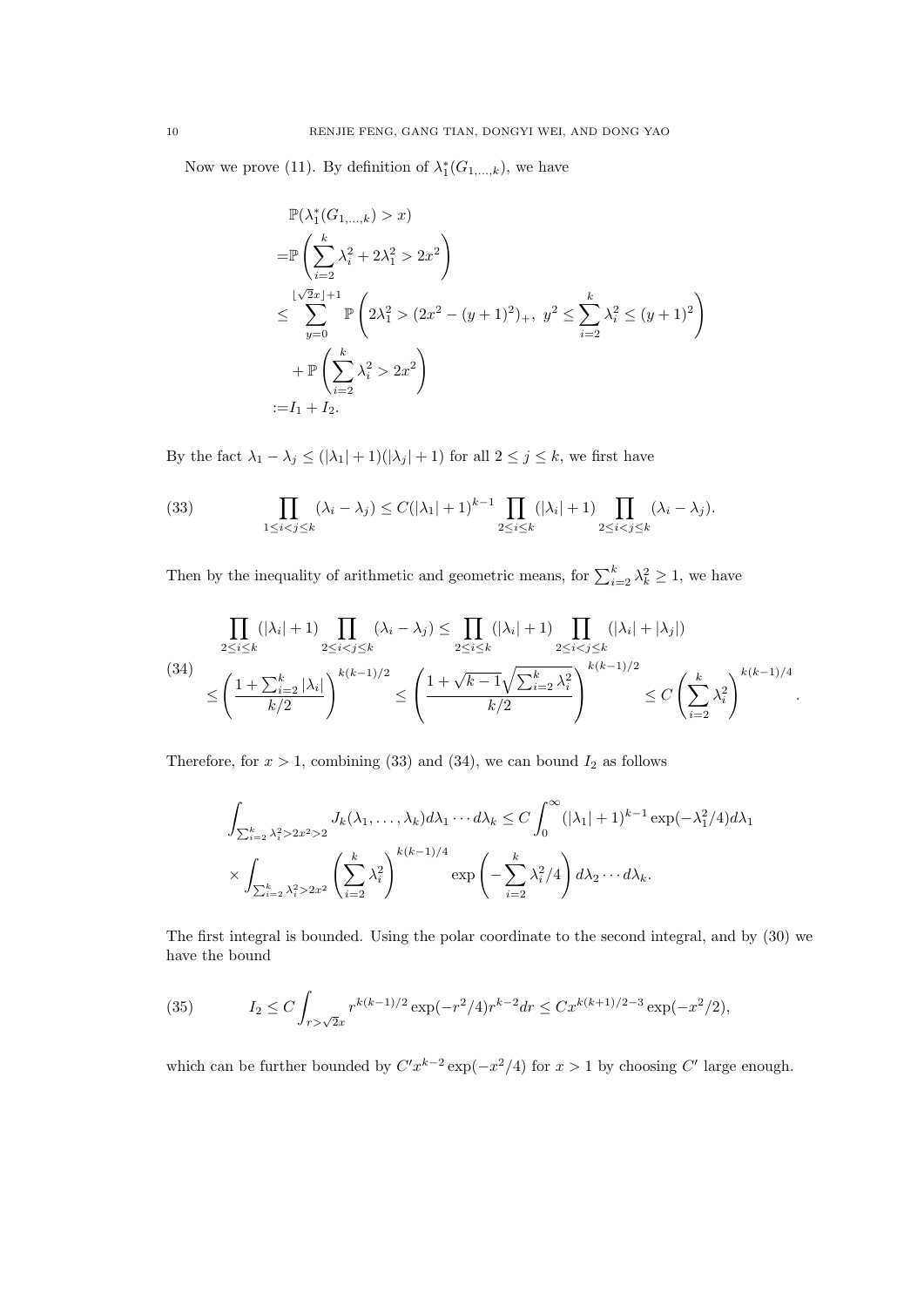Now we prove (11). By definition of $\lambda_1^*(G_{1,\dots,k})$, we have

$$
\begin{aligned}
&\mathbb{P}(\lambda_1^*(G_{1,\dots,k}) > x)\\
=&\mathbb{P}\left(\sum_{i=2}^k \lambda_i^2 + 2\lambda_1^2 > 2x^2\right)\\
\leq &\sum_{y=0}^{\lfloor \sqrt{2}x \rfloor + 1} \mathbb{P}\left(2\lambda_1^2 > (2x^2 - (y+1)^2)_+,\ y^2 \leq \sum_{i=2}^k \lambda_i^2 \leq (y+1)^2\right)\\
&+ \mathbb{P}\left(\sum_{i=2}^k \lambda_i^2 > 2x^2\right)\\
:=& I_1 + I_2.
\end{aligned}
$$

By the fact $\lambda_1 - \lambda_j \leq (|\lambda_1| + 1)(|\lambda_j| + 1)$ for all $2 \leq j \leq k$, we first have

$$
\prod_{1 \leq i < j \leq k} (\lambda_i - \lambda_j) \leq C(|\lambda_1| + 1)^{k-1} \prod_{2 \leq i \leq k} (|\lambda_i| + 1) \prod_{2 \leq i < j \leq k} (\lambda_i - \lambda_j). \tag{33}
$$

Then by the inequality of arithmetic and geometric means, for $\sum_{i=2}^k \lambda_k^2 \geq 1$, we have

$$
\begin{aligned}
&\prod_{2 \leq i \leq k} (|\lambda_i| + 1) \prod_{2 \leq i < j \leq k} (\lambda_i - \lambda_j) \leq \prod_{2 \leq i \leq k} (|\lambda_i| + 1) \prod_{2 \leq i < j \leq k} (|\lambda_i| + |\lambda_j|)\\
&\leq \left(\frac{1 + \sum_{i=2}^k |\lambda_i|}{k/2}\right)^{k(k-1)/2} \leq \left(\frac{1 + \sqrt{k-1}\sqrt{\sum_{i=2}^k \lambda_i^2}}{k/2}\right)^{k(k-1)/2} \leq C\left(\sum_{i=2}^k \lambda_i^2\right)^{k(k-1)/4}.
\end{aligned} \tag{34}
$$

Therefore, for $x > 1$, combining (33) and (34), we can bound $I_2$ as follows

$$
\begin{aligned}
&\int_{\sum_{i=2}^k \lambda_i^2 > 2x^2 > 2} J_k(\lambda_1, \dots, \lambda_k) d\lambda_1 \cdots d\lambda_k \leq C \int_0^\infty (|\lambda_1| + 1)^{k-1} \exp(-\lambda_1^2/4) d\lambda_1\\
&\times \int_{\sum_{i=2}^k \lambda_i^2 > 2x^2} \left(\sum_{i=2}^k \lambda_i^2\right)^{k(k-1)/4} \exp\left(-\sum_{i=2}^k \lambda_i^2/4\right) d\lambda_2 \cdots d\lambda_k.
\end{aligned}
$$

The first integral is bounded. Using the polar coordinate to the second integral, and by (30) we have the bound

$$
I_2 \leq C \int_{r > \sqrt{2}x} r^{k(k-1)/2} \exp(-r^2/4) r^{k-2} dr \leq C x^{k(k+1)/2 - 3} \exp(-x^2/2), \tag{35}
$$

which can be further bounded by $C' x^{k-2} \exp(-x^2/4)$ for $x > 1$ by choosing $C'$ large enough.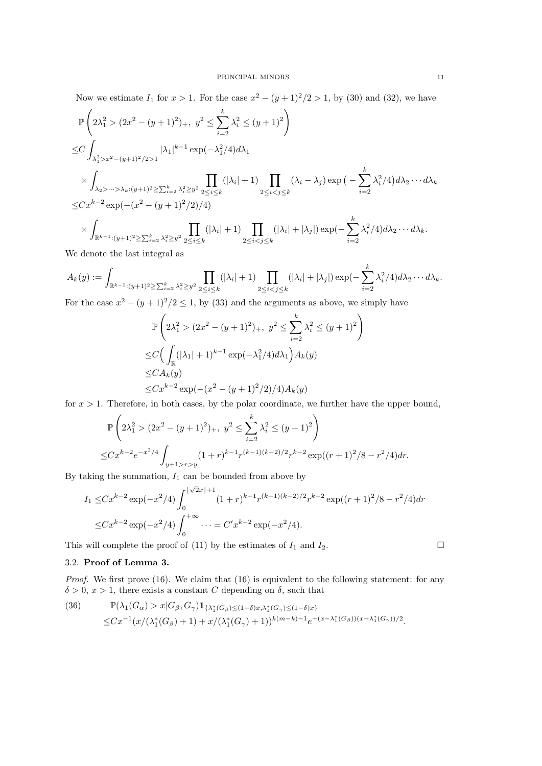Now we estimate $I_1$ for $x > 1$. For the case $x^2 - (y+1)^2/2 > 1$, by (30) and (32), we have

$$
\begin{aligned}
&\mathbb{P}\left(2\lambda_1^2 > (2x^2 - (y+1)^2)_+,\ y^2 \le \sum_{i=2}^k \lambda_i^2 \le (y+1)^2\right) \\
\le& C \int_{\lambda_1^2 > x^2 - (y+1)^2/2 > 1} |\lambda_1|^{k-1} \exp(-\lambda_1^2/4) d\lambda_1 \\
&\times \int_{\lambda_2 > \cdots > \lambda_k : (y+1)^2 \ge \sum_{i=2}^k \lambda_i^2 \ge y^2} \prod_{2 \le i \le k} (|\lambda_i| + 1) \prod_{2 \le i < j \le k} (\lambda_i - \lambda_j) \exp\big(-\sum_{i=2}^k \lambda_i^2/4\big) d\lambda_2 \cdots d\lambda_k \\
\le& C x^{k-2} \exp(-(x^2 - (y+1)^2/2)/4) \\
&\times \int_{\mathbb{R}^{k-1} : (y+1)^2 \ge \sum_{i=2}^k \lambda_i^2 \ge y^2} \prod_{2 \le i \le k} (|\lambda_i| + 1) \prod_{2 \le i < j \le k} (|\lambda_i| + |\lambda_j|) \exp(-\sum_{i=2}^k \lambda_i^2/4) d\lambda_2 \cdots d\lambda_k.
\end{aligned}
$$

We denote the last integral as

$$
A_k(y) := \int_{\mathbb{R}^{k-1} : (y+1)^2 \ge \sum_{i=2}^k \lambda_i^2 \ge y^2} \prod_{2 \le i \le k} (|\lambda_i| + 1) \prod_{2 \le i < j \le k} (|\lambda_i| + |\lambda_j|) \exp(-\sum_{i=2}^k \lambda_i^2/4) d\lambda_2 \cdots d\lambda_k.
$$

For the case $x^2 - (y+1)^2/2 \le 1$, by (33) and the arguments as above, we simply have

$$
\begin{aligned}
&\mathbb{P}\left(2\lambda_1^2 > (2x^2 - (y+1)^2)_+,\ y^2 \le \sum_{i=2}^k \lambda_i^2 \le (y+1)^2\right) \\
\le& C\Big(\int_{\mathbb{R}} (|\lambda_1| + 1)^{k-1} \exp(-\lambda_1^2/4) d\lambda_1\Big) A_k(y) \\
\le& C A_k(y) \\
\le& C x^{k-2} \exp(-(x^2 - (y+1)^2/2)/4) A_k(y)
\end{aligned}
$$

for $x > 1$. Therefore, in both cases, by the polar coordinate, we further have the upper bound,

$$
\begin{aligned}
&\mathbb{P}\left(2\lambda_1^2 > (2x^2 - (y+1)^2)_+,\ y^2 \le \sum_{i=2}^k \lambda_i^2 \le (y+1)^2\right) \\
\le& C x^{k-2} e^{-x^2/4} \int_{y+1 > r > y} (1+r)^{k-1} r^{(k-1)(k-2)/2} r^{k-2} \exp((r+1)^2/8 - r^2/4) dr.
\end{aligned}
$$

By taking the summation, $I_1$ can be bounded from above by

$$
\begin{aligned}
I_1 \le& C x^{k-2} \exp(-x^2/4) \int_0^{\lfloor \sqrt{2} x \rfloor + 1} (1+r)^{k-1} r^{(k-1)(k-2)/2} r^{k-2} \exp((r+1)^2/8 - r^2/4) dr \\
\le& C x^{k-2} \exp(-x^2/4) \int_0^{+\infty} \cdots = C' x^{k-2} \exp(-x^2/4).
\end{aligned}
$$

This will complete the proof of (11) by the estimates of $I_1$ and $I_2$. $\square$

### 3.2. **Proof of Lemma 3.**

*Proof.* We first prove (16). We claim that (16) is equivalent to the following statement: for any $\delta > 0$, $x > 1$, there exists a constant $C$ depending on $\delta$, such that

$$
\begin{aligned}
(36) \qquad & \mathbb{P}(\lambda_1(G_\alpha) > x | G_\beta, G_\gamma) \mathbf{1}_{\{\lambda_1^*(G_\beta) \le (1-\delta)x,\, \lambda_1^*(G_\gamma) \le (1-\delta)x\}} \\
& \le C x^{-1} (x/(\lambda_1^*(G_\beta) + 1) + x/(\lambda_1^*(G_\gamma) + 1))^{k(m-k)-1} e^{-(x - \lambda_1^*(G_\beta))(x - \lambda_1^*(G_\gamma))/2}.
\end{aligned}
$$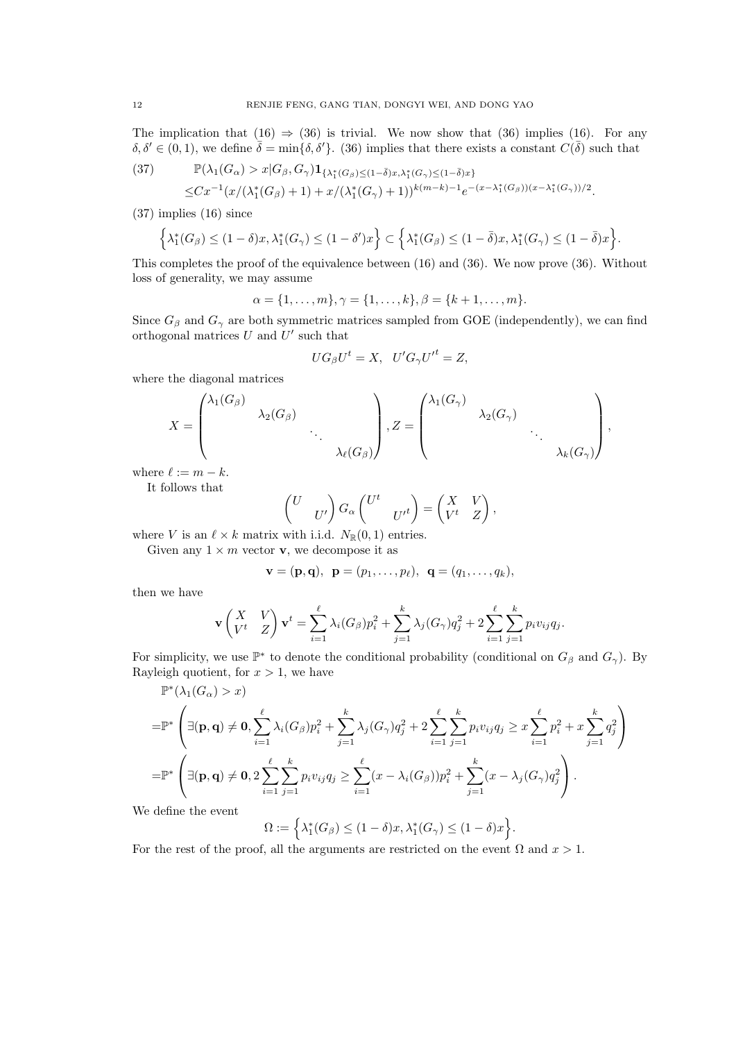The implication that (16) $\Rightarrow$ (36) is trivial. We now show that (36) implies (16). For any $\delta, \delta' \in (0,1)$, we define $\bar{\delta} = \min\{\delta, \delta'\}$. (36) implies that there exists a constant $C(\bar{\delta})$ such that

$$
\begin{aligned}
(37) \qquad & \mathbb{P}(\lambda_1(G_\alpha) > x | G_\beta, G_\gamma) \mathbf{1}_{\{\lambda_1^*(G_\beta) \le (1-\bar{\delta})x, \lambda_1^*(G_\gamma) \le (1-\bar{\delta})x\}} \\
& \le C x^{-1} (x/(\lambda_1^*(G_\beta)+1) + x/(\lambda_1^*(G_\gamma)+1))^{k(m-k)-1} e^{-(x-\lambda_1^*(G_\beta))(x-\lambda_1^*(G_\gamma))/2}.
\end{aligned}
$$

(37) implies (16) since

$$
\Big\{\lambda_1^*(G_\beta) \le (1-\delta)x, \lambda_1^*(G_\gamma) \le (1-\delta')x\Big\} \subset \Big\{\lambda_1^*(G_\beta) \le (1-\bar{\delta})x, \lambda_1^*(G_\gamma) \le (1-\bar{\delta})x\Big\}.
$$

This completes the proof of the equivalence between (16) and (36). We now prove (36). Without loss of generality, we may assume

$$
\alpha = \{1, \ldots, m\}, \gamma = \{1, \ldots, k\}, \beta = \{k+1, \ldots, m\}.
$$

Since $G_\beta$ and $G_\gamma$ are both symmetric matrices sampled from GOE (independently), we can find orthogonal matrices $U$ and $U'$ such that

$$
U G_\beta U^t = X, \;\; U' G_\gamma {U'}^t = Z,
$$

where the diagonal matrices

$$
X = \begin{pmatrix} \lambda_1(G_\beta) & & & \\ & \lambda_2(G_\beta) & & \\ & & \ddots & \\ & & & \lambda_\ell(G_\beta) \end{pmatrix}, Z = \begin{pmatrix} \lambda_1(G_\gamma) & & & \\ & \lambda_2(G_\gamma) & & \\ & & \ddots & \\ & & & \lambda_k(G_\gamma) \end{pmatrix},
$$

where $\ell := m - k$.

It follows that

$$
\begin{pmatrix} U & \\ & U' \end{pmatrix} G_\alpha \begin{pmatrix} U^t & \\ & {U'}^t \end{pmatrix} = \begin{pmatrix} X & V \\ V^t & Z \end{pmatrix},
$$

where $V$ is an $\ell \times k$ matrix with i.i.d. $N_{\mathbb{R}}(0,1)$ entries.

Given any $1 \times m$ vector $\mathbf{v}$, we decompose it as

$$
\mathbf{v} = (\mathbf{p}, \mathbf{q}), \;\; \mathbf{p} = (p_1, \ldots, p_\ell), \;\; \mathbf{q} = (q_1, \ldots, q_k),
$$

then we have

$$
\mathbf{v} \begin{pmatrix} X & V \\ V^t & Z \end{pmatrix} \mathbf{v}^t = \sum_{i=1}^{\ell} \lambda_i(G_\beta) p_i^2 + \sum_{j=1}^{k} \lambda_j(G_\gamma) q_j^2 + 2 \sum_{i=1}^{\ell} \sum_{j=1}^{k} p_i v_{ij} q_j.
$$

For simplicity, we use $\mathbb{P}^*$ to denote the conditional probability (conditional on $G_\beta$ and $G_\gamma$). By Rayleigh quotient, for $x > 1$, we have

$$
\begin{aligned}
& \mathbb{P}^*(\lambda_1(G_\alpha) > x) \\
= & \mathbb{P}^* \left( \exists (\mathbf{p}, \mathbf{q}) \ne \mathbf{0}, \sum_{i=1}^{\ell} \lambda_i(G_\beta) p_i^2 + \sum_{j=1}^{k} \lambda_j(G_\gamma) q_j^2 + 2 \sum_{i=1}^{\ell} \sum_{j=1}^{k} p_i v_{ij} q_j \ge x \sum_{i=1}^{\ell} p_i^2 + x \sum_{j=1}^{k} q_j^2 \right) \\
= & \mathbb{P}^* \left( \exists (\mathbf{p}, \mathbf{q}) \ne \mathbf{0}, 2 \sum_{i=1}^{\ell} \sum_{j=1}^{k} p_i v_{ij} q_j \ge \sum_{i=1}^{\ell} (x - \lambda_i(G_\beta)) p_i^2 + \sum_{j=1}^{k} (x - \lambda_j(G_\gamma)) q_j^2 \right).
\end{aligned}
$$

We define the event

$$
\Omega := \Big\{\lambda_1^*(G_\beta) \le (1-\delta)x, \lambda_1^*(G_\gamma) \le (1-\delta)x\Big\}.
$$

For the rest of the proof, all the arguments are restricted on the event $\Omega$ and $x > 1$.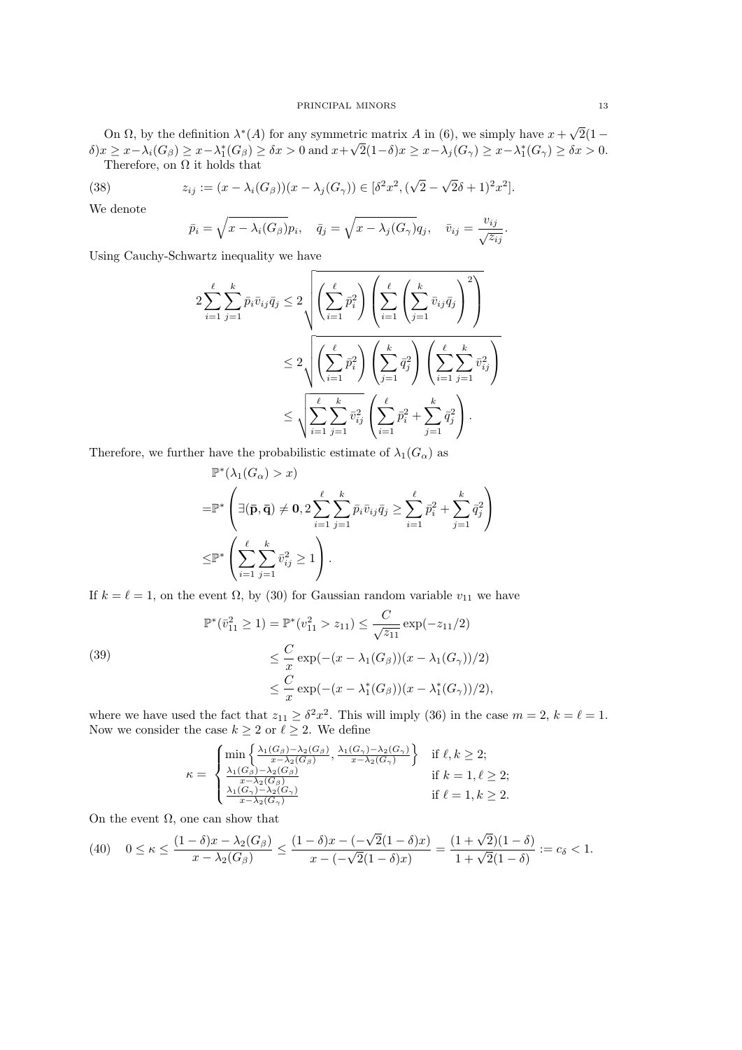On $\Omega$, by the definition $\lambda^*(A)$ for any symmetric matrix $A$ in (6), we simply have $x + \sqrt{2}(1-\delta)x \geq x - \lambda_i(G_\beta) \geq x - \lambda_1^*(G_\beta) \geq \delta x > 0$ and $x + \sqrt{2}(1-\delta)x \geq x - \lambda_j(G_\gamma) \geq x - \lambda_1^*(G_\gamma) \geq \delta x > 0$.

Therefore, on $\Omega$ it holds that

$$
z_{ij} := (x - \lambda_i(G_\beta))(x - \lambda_j(G_\gamma)) \in [\delta^2 x^2, (\sqrt{2} - \sqrt{2}\delta + 1)^2 x^2]. \tag{38}
$$

We denote

$$
\bar{p}_i = \sqrt{x - \lambda_i(G_\beta)}\, p_i, \quad \bar{q}_j = \sqrt{x - \lambda_j(G_\gamma)}\, q_j, \quad \bar{v}_{ij} = \frac{v_{ij}}{\sqrt{z_{ij}}}.
$$

Using Cauchy-Schwartz inequality we have

$$
\begin{aligned}
2\sum_{i=1}^{\ell}\sum_{j=1}^{k} \bar{p}_i \bar{v}_{ij} \bar{q}_j &\leq 2\sqrt{\left(\sum_{i=1}^{\ell} \bar{p}_i^2\right)\left(\sum_{i=1}^{\ell}\left(\sum_{j=1}^{k} \bar{v}_{ij}\bar{q}_j\right)^2\right)} \\
&\leq 2\sqrt{\left(\sum_{i=1}^{\ell} \bar{p}_i^2\right)\left(\sum_{j=1}^{k} \bar{q}_j^2\right)\left(\sum_{i=1}^{\ell}\sum_{j=1}^{k} \bar{v}_{ij}^2\right)} \\
&\leq \sqrt{\sum_{i=1}^{\ell}\sum_{j=1}^{k} \bar{v}_{ij}^2}\left(\sum_{i=1}^{\ell} \bar{p}_i^2 + \sum_{j=1}^{k} \bar{q}_j^2\right).
\end{aligned}
$$

Therefore, we further have the probabilistic estimate of $\lambda_1(G_\alpha)$ as

$$
\begin{aligned}
&\mathbb{P}^*(\lambda_1(G_\alpha) > x) \\
=&\mathbb{P}^*\left(\exists(\bar{\mathbf{p}}, \bar{\mathbf{q}}) \neq \mathbf{0}, 2\sum_{i=1}^{\ell}\sum_{j=1}^{k} \bar{p}_i \bar{v}_{ij} \bar{q}_j \geq \sum_{i=1}^{\ell} \bar{p}_i^2 + \sum_{j=1}^{k} \bar{q}_j^2\right) \\
\leq&\mathbb{P}^*\left(\sum_{i=1}^{\ell}\sum_{j=1}^{k} \bar{v}_{ij}^2 \geq 1\right).
\end{aligned}
$$

If $k = \ell = 1$, on the event $\Omega$, by (30) for Gaussian random variable $v_{11}$ we have

$$
\begin{aligned}
\mathbb{P}^*(\bar{v}_{11}^2 \geq 1) = \mathbb{P}^*(v_{11}^2 > z_{11}) &\leq \frac{C}{\sqrt{z_{11}}}\exp(-z_{11}/2) \\
&\leq \frac{C}{x}\exp(-(x - \lambda_1(G_\beta))(x - \lambda_1(G_\gamma))/2) \\
&\leq \frac{C}{x}\exp(-(x - \lambda_1^*(G_\beta))(x - \lambda_1^*(G_\gamma))/2),
\end{aligned} \tag{39}
$$

where we have used the fact that $z_{11} \geq \delta^2 x^2$. This will imply (36) in the case $m = 2$, $k = \ell = 1$. Now we consider the case $k \geq 2$ or $\ell \geq 2$. We define

$$
\kappa = \begin{cases} \min\left\{\frac{\lambda_1(G_\beta) - \lambda_2(G_\beta)}{x - \lambda_2(G_\beta)}, \frac{\lambda_1(G_\gamma) - \lambda_2(G_\gamma)}{x - \lambda_2(G_\gamma)}\right\} & \text{if } \ell, k \geq 2; \\ \frac{\lambda_1(G_\beta) - \lambda_2(G_\beta)}{x - \lambda_2(G_\beta)} & \text{if } k = 1, \ell \geq 2; \\ \frac{\lambda_1(G_\gamma) - \lambda_2(G_\gamma)}{x - \lambda_2(G_\gamma)} & \text{if } \ell = 1, k \geq 2. \end{cases}
$$

On the event $\Omega$, one can show that

$$
0 \leq \kappa \leq \frac{(1-\delta)x - \lambda_2(G_\beta)}{x - \lambda_2(G_\beta)} \leq \frac{(1-\delta)x - (-\sqrt{2}(1-\delta)x)}{x - (-\sqrt{2}(1-\delta)x)} = \frac{(1+\sqrt{2})(1-\delta)}{1+\sqrt{2}(1-\delta)} := c_\delta < 1. \tag{40}
$$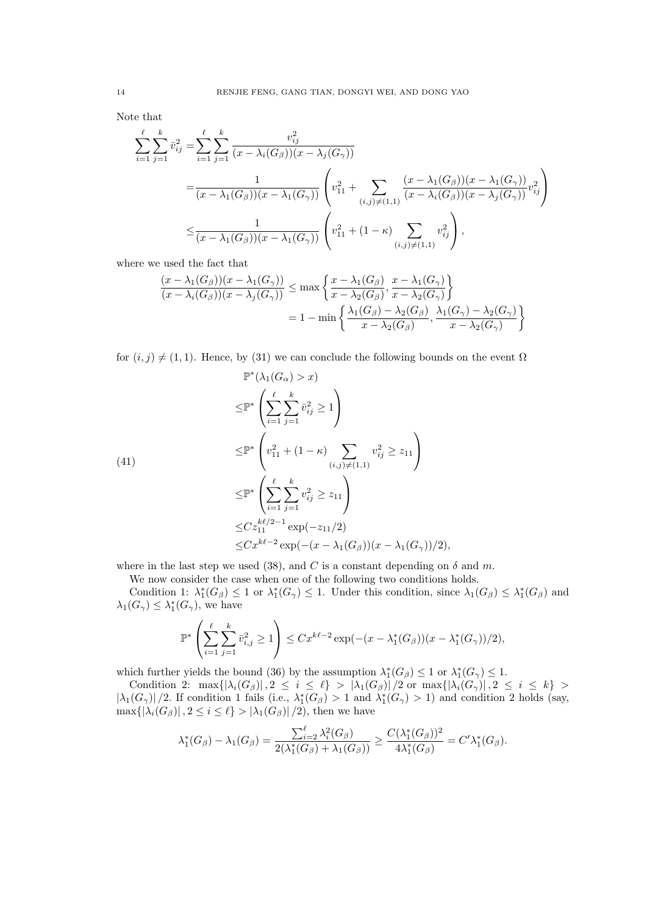Note that

$$
\begin{aligned}
\sum_{i=1}^{\ell}\sum_{j=1}^{k}\bar{v}_{ij}^2 =& \sum_{i=1}^{\ell}\sum_{j=1}^{k}\frac{v_{ij}^2}{(x-\lambda_i(G_\beta))(x-\lambda_j(G_\gamma))} \\
=& \frac{1}{(x-\lambda_1(G_\beta))(x-\lambda_1(G_\gamma))}\left(v_{11}^2+\sum_{(i,j)\neq(1,1)}\frac{(x-\lambda_1(G_\beta))(x-\lambda_1(G_\gamma))}{(x-\lambda_i(G_\beta))(x-\lambda_j(G_\gamma))}v_{ij}^2\right) \\
\leq& \frac{1}{(x-\lambda_1(G_\beta))(x-\lambda_1(G_\gamma))}\left(v_{11}^2+(1-\kappa)\sum_{(i,j)\neq(1,1)}v_{ij}^2\right),
\end{aligned}
$$

where we used the fact that

$$
\begin{aligned}
\frac{(x-\lambda_1(G_\beta))(x-\lambda_1(G_\gamma))}{(x-\lambda_i(G_\beta))(x-\lambda_j(G_\gamma))} &\leq \max\left\{\frac{x-\lambda_1(G_\beta)}{x-\lambda_2(G_\beta)},\frac{x-\lambda_1(G_\gamma)}{x-\lambda_2(G_\gamma)}\right\} \\
&= 1-\min\left\{\frac{\lambda_1(G_\beta)-\lambda_2(G_\beta)}{x-\lambda_2(G_\beta)},\frac{\lambda_1(G_\gamma)-\lambda_2(G_\gamma)}{x-\lambda_2(G_\gamma)}\right\}
\end{aligned}
$$

for $(i,j)\neq(1,1)$. Hence, by (31) we can conclude the following bounds on the event $\Omega$

$$
\begin{aligned}
&\mathbb{P}^*(\lambda_1(G_\alpha)>x) \\
\leq& \mathbb{P}^*\left(\sum_{i=1}^{\ell}\sum_{j=1}^{k}\bar{v}_{ij}^2\geq 1\right) \\
\leq& \mathbb{P}^*\left(v_{11}^2+(1-\kappa)\sum_{(i,j)\neq(1,1)}v_{ij}^2\geq z_{11}\right) \\
\leq& \mathbb{P}^*\left(\sum_{i=1}^{\ell}\sum_{j=1}^{k}v_{ij}^2\geq z_{11}\right) \\
\leq& Cz_{11}^{k\ell/2-1}\exp(-z_{11}/2) \\
\leq& Cx^{k\ell-2}\exp(-(x-\lambda_1(G_\beta))(x-\lambda_1(G_\gamma))/2),
\end{aligned}
\tag{41}
$$

where in the last step we used (38), and $C$ is a constant depending on $\delta$ and $m$.

We now consider the case when one of the following two conditions holds.

Condition 1: $\lambda_1^*(G_\beta)\leq 1$ or $\lambda_1^*(G_\gamma)\leq 1$. Under this condition, since $\lambda_1(G_\beta)\leq\lambda_1^*(G_\beta)$ and $\lambda_1(G_\gamma)\leq\lambda_1^*(G_\gamma)$, we have

$$
\mathbb{P}^*\left(\sum_{i=1}^{\ell}\sum_{j=1}^{k}\bar{v}_{i,j}^2\geq 1\right)\leq Cx^{k\ell-2}\exp(-(x-\lambda_1^*(G_\beta))(x-\lambda_1^*(G_\gamma))/2),
$$

which further yields the bound (36) by the assumption $\lambda_1^*(G_\beta)\leq 1$ or $\lambda_1^*(G_\gamma)\leq 1$.

Condition 2: $\max\{|\lambda_i(G_\beta)|,2\leq i\leq\ell\}>|\lambda_1(G_\beta)|/2$ or $\max\{|\lambda_i(G_\gamma)|,2\leq i\leq k\}>|\lambda_1(G_\gamma)|/2$. If condition 1 fails (i.e., $\lambda_1^*(G_\beta)>1$ and $\lambda_1^*(G_\gamma)>1$) and condition 2 holds (say, $\max\{|\lambda_i(G_\beta)|,2\leq i\leq\ell\}>|\lambda_1(G_\beta)|/2$), then we have

$$
\lambda_1^*(G_\beta)-\lambda_1(G_\beta)=\frac{\sum_{i=2}^{\ell}\lambda_i^2(G_\beta)}{2(\lambda_1^*(G_\beta)+\lambda_1(G_\beta))}\geq\frac{C(\lambda_1^*(G_\beta))^2}{4\lambda_1^*(G_\beta)}=C'\lambda_1^*(G_\beta).
$$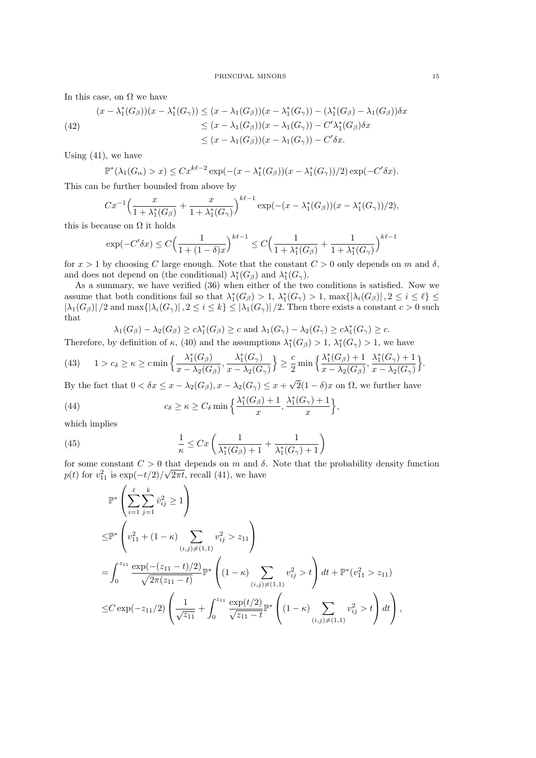In this case, on $\Omega$ we have

$$
\begin{aligned}
(x-\lambda_1^*(G_\beta))(x-\lambda_1^*(G_\gamma)) &\le (x-\lambda_1(G_\beta))(x-\lambda_1^*(G_\gamma)) - (\lambda_1^*(G_\beta)-\lambda_1(G_\beta))\delta x \\
&\le (x-\lambda_1(G_\beta))(x-\lambda_1(G_\gamma)) - C'\lambda_1^*(G_\beta)\delta x \\
&\le (x-\lambda_1(G_\beta))(x-\lambda_1(G_\gamma)) - C'\delta x.
\end{aligned} \tag{42}
$$

Using (41), we have

$$
\mathbb{P}^*(\lambda_1(G_\alpha) > x) \le C x^{k\ell-2} \exp(-(x-\lambda_1^*(G_\beta))(x-\lambda_1^*(G_\gamma))/2)\exp(-C'\delta x).
$$

This can be further bounded from above by

$$
Cx^{-1}\Big(\frac{x}{1+\lambda_1^*(G_\beta)} + \frac{x}{1+\lambda_1^*(G_\gamma)}\Big)^{k\ell-1} \exp(-(x-\lambda_1^*(G_\beta))(x-\lambda_1^*(G_\gamma))/2),
$$

this is because on $\Omega$ it holds

$$
\exp(-C'\delta x) \le C\Big(\frac{1}{1+(1-\delta)x}\Big)^{k\ell-1} \le C\Big(\frac{1}{1+\lambda_1^*(G_\beta)} + \frac{1}{1+\lambda_1^*(G_\gamma)}\Big)^{k\ell-1}
$$

for $x>1$ by choosing $C$ large enough. Note that the constant $C>0$ only depends on $m$ and $\delta$, and does not depend on (the conditional) $\lambda_1^*(G_\beta)$ and $\lambda_1^*(G_\gamma)$.

As a summary, we have verified (36) when either of the two conditions is satisfied. Now we assume that both conditions fail so that $\lambda_1^*(G_\beta)>1$, $\lambda_1^*(G_\gamma)>1$, $\max\{|\lambda_i(G_\beta)|, 2\le i\le \ell\} \le |\lambda_1(G_\beta)|/2$ and $\max\{|\lambda_i(G_\gamma)|, 2\le i\le k\} \le |\lambda_1(G_\gamma)|/2$. Then there exists a constant $c>0$ such that

$$
\lambda_1(G_\beta)-\lambda_2(G_\beta) \ge c\lambda_1^*(G_\beta) \ge c \text{ and } \lambda_1(G_\gamma)-\lambda_2(G_\gamma) \ge c\lambda_1^*(G_\gamma) \ge c.
$$

Therefore, by definition of $\kappa$, (40) and the assumptions $\lambda_1^*(G_\beta)>1$, $\lambda_1^*(G_\gamma)>1$, we have

$$
1 > c_\delta \ge \kappa \ge c\min\Big\{\frac{\lambda_1^*(G_\beta)}{x-\lambda_2(G_\beta)}, \frac{\lambda_1^*(G_\gamma)}{x-\lambda_2(G_\gamma)}\Big\} \ge \frac{c}{2}\min\Big\{\frac{\lambda_1^*(G_\beta)+1}{x-\lambda_2(G_\beta)}, \frac{\lambda_1^*(G_\gamma)+1}{x-\lambda_2(G_\gamma)}\Big\}. \tag{43}
$$

By the fact that $0<\delta x \le x-\lambda_2(G_\beta), x-\lambda_2(G_\gamma) \le x+\sqrt{2}(1-\delta)x$ on $\Omega$, we further have

$$
c_\delta \ge \kappa \ge C_\delta \min\Big\{\frac{\lambda_1^*(G_\beta)+1}{x}, \frac{\lambda_1^*(G_\gamma)+1}{x}\Big\}, \tag{44}
$$

which implies

$$
\frac{1}{\kappa} \le Cx\left(\frac{1}{\lambda_1^*(G_\beta)+1} + \frac{1}{\lambda_1^*(G_\gamma)+1}\right) \tag{45}
$$

for some constant $C>0$ that depends on $m$ and $\delta$. Note that the probability density function $p(t)$ for $v_{11}^2$ is $\exp(-t/2)/\sqrt{2\pi t}$, recall (41), we have

$$
\begin{aligned}
&\mathbb{P}^*\left(\sum_{i=1}^{\ell}\sum_{j=1}^{k} \bar{v}_{ij}^2 \ge 1\right) \\
\le&\mathbb{P}^*\left(v_{11}^2 + (1-\kappa)\sum_{(i,j)\ne(1,1)} v_{ij}^2 > z_{11}\right) \\
=&\int_0^{z_{11}} \frac{\exp(-(z_{11}-t)/2)}{\sqrt{2\pi(z_{11}-t)}}\mathbb{P}^*\left((1-\kappa)\sum_{(i,j)\ne(1,1)} v_{ij}^2 > t\right)dt + \mathbb{P}^*(v_{11}^2 > z_{11}) \\
\le& C\exp(-z_{11}/2)\left(\frac{1}{\sqrt{z_{11}}} + \int_0^{z_{11}} \frac{\exp(t/2)}{\sqrt{z_{11}-t}}\mathbb{P}^*\left((1-\kappa)\sum_{(i,j)\ne(1,1)} v_{ij}^2 > t\right)dt\right),
\end{aligned}
$$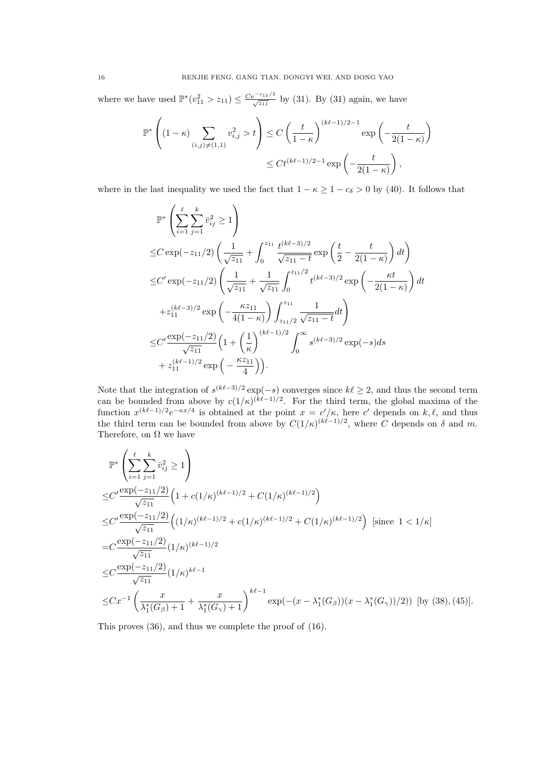where we have used $\mathbb{P}^*(v_{11}^2 > z_{11}) \le \frac{Ce^{-z_{11}/2}}{\sqrt{z_{11}}}$ by (31). By (31) again, we have

$$\mathbb{P}^*\left((1-\kappa)\sum_{(i,j)\neq(1,1)} v_{i,j}^2 > t\right) \le C\left(\frac{t}{1-\kappa}\right)^{(k\ell-1)/2-1}\exp\left(-\frac{t}{2(1-\kappa)}\right)$$
$$\le Ct^{(k\ell-1)/2-1}\exp\left(-\frac{t}{2(1-\kappa)}\right),$$

where in the last inequality we used the fact that $1-\kappa \ge 1-c_\delta > 0$ by (40). It follows that

$$\begin{aligned}
&\mathbb{P}^*\left(\sum_{i=1}^{\ell}\sum_{j=1}^{k}\bar{v}_{ij}^2 \ge 1\right) \\
\le& C\exp(-z_{11}/2)\left(\frac{1}{\sqrt{z_{11}}} + \int_0^{z_{11}}\frac{t^{(k\ell-3)/2}}{\sqrt{z_{11}-t}}\exp\left(\frac{t}{2}-\frac{t}{2(1-\kappa)}\right)dt\right) \\
\le& C'\exp(-z_{11}/2)\left(\frac{1}{\sqrt{z_{11}}} + \frac{1}{\sqrt{z_{11}}}\int_0^{z_{11}/2} t^{(k\ell-3)/2}\exp\left(-\frac{\kappa t}{2(1-\kappa)}\right)dt\right. \\
&\left.+ z_{11}^{(k\ell-3)/2}\exp\left(-\frac{\kappa z_{11}}{4(1-\kappa)}\right)\int_{z_{11}/2}^{z_{11}}\frac{1}{\sqrt{z_{11}-t}}dt\right) \\
\le& C'\frac{\exp(-z_{11}/2)}{\sqrt{z_{11}}}\Big(1+\left(\frac{1}{\kappa}\right)^{(k\ell-1)/2}\int_0^\infty s^{(k\ell-3)/2}\exp(-s)ds \\
&+ z_{11}^{(k\ell-1)/2}\exp\Big(-\frac{\kappa z_{11}}{4}\Big)\Big).
\end{aligned}$$

Note that the integration of $s^{(k\ell-3)/2}\exp(-s)$ converges since $k\ell \ge 2$, and thus the second term can be bounded from above by $c(1/\kappa)^{(k\ell-1)/2}$. For the third term, the global maxima of the function $x^{(k\ell-1)/2}e^{-\kappa x/4}$ is obtained at the point $x = c'/\kappa$, here $c'$ depends on $k,\ell$, and thus the third term can be bounded from above by $C(1/\kappa)^{(k\ell-1)/2}$, where $C$ depends on $\delta$ and $m$. Therefore, on $\Omega$ we have

$$\begin{aligned}
&\mathbb{P}^*\left(\sum_{i=1}^{\ell}\sum_{j=1}^{k}\bar{v}_{ij}^2 \ge 1\right) \\
\le& C'\frac{\exp(-z_{11}/2)}{\sqrt{z_{11}}}\Big(1 + c(1/\kappa)^{(k\ell-1)/2} + C(1/\kappa)^{(k\ell-1)/2}\Big) \\
\le& C'\frac{\exp(-z_{11}/2)}{\sqrt{z_{11}}}\Big((1/\kappa)^{(k\ell-1)/2} + c(1/\kappa)^{(k\ell-1)/2} + C(1/\kappa)^{(k\ell-1)/2}\Big) \text{ [since } 1<1/\kappa] \\
=& C\frac{\exp(-z_{11}/2)}{\sqrt{z_{11}}}(1/\kappa)^{(k\ell-1)/2} \\
\le& C\frac{\exp(-z_{11}/2)}{\sqrt{z_{11}}}(1/\kappa)^{k\ell-1} \\
\le& Cx^{-1}\left(\frac{x}{\lambda_1^*(G_\beta)+1} + \frac{x}{\lambda_1^*(G_\gamma)+1}\right)^{k\ell-1}\exp(-(x-\lambda_1^*(G_\beta))(x-\lambda_1^*(G_\gamma))/2)) \text{ [by (38), (45)]}.
\end{aligned}$$

This proves (36), and thus we complete the proof of (16).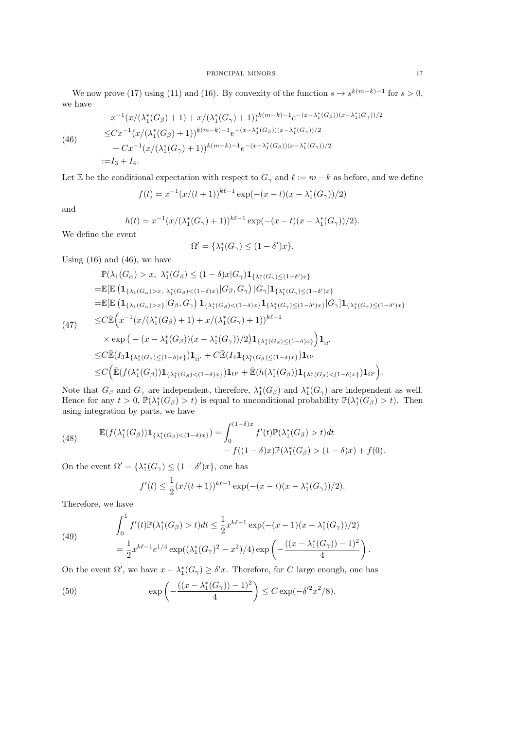We now prove (17) using (11) and (16). By convexity of the function $s \to s^{k(m-k)-1}$ for $s > 0$, we have

$$
\begin{aligned}
&x^{-1}(x/(\lambda_1^*(G_\beta)+1) + x/(\lambda_1^*(G_\gamma)+1))^{k(m-k)-1} e^{-(x-\lambda_1^*(G_\beta))(x-\lambda_1^*(G_\gamma))/2} \\
\leq & Cx^{-1}(x/(\lambda_1^*(G_\beta)+1))^{k(m-k)-1} e^{-(x-\lambda_1^*(G_\beta))(x-\lambda_1^*(G_\gamma))/2} \\
&+ Cx^{-1}(x/(\lambda_1^*(G_\gamma)+1))^{k(m-k)-1} e^{-(x-\lambda_1^*(G_\beta))(x-\lambda_1^*(G_\gamma))/2} \\
:= & I_3 + I_4.
\end{aligned} \tag{46}
$$

Let $\bar{\mathbb{E}}$ be the conditional expectation with respect to $G_\gamma$ and $\ell := m-k$ as before, and we define

$$
f(t) = x^{-1}(x/(t+1))^{k\ell-1} \exp(-(x-t)(x-\lambda_1^*(G_\gamma))/2)
$$

and

$$
h(t) = x^{-1}(x/(\lambda_1^*(G_\gamma)+1))^{k\ell-1} \exp(-(x-t)(x-\lambda_1^*(G_\gamma))/2).
$$

We define the event

$$
\Omega' = \{\lambda_1^*(G_\gamma) \leq (1-\delta')x\}.
$$

Using (16) and (46), we have

$$
\begin{aligned}
&\mathbb{P}(\lambda_1(G_\alpha) > x,\ \lambda_1^*(G_\beta) \leq (1-\delta)x | G_\gamma)\mathbf{1}_{\{\lambda_1^*(G_\gamma)\leq(1-\delta')x\}} \\
=&\mathbb{E}[\mathbb{E}\left(\mathbf{1}_{\{\lambda_1(G_\alpha)>x,\ \lambda_1^*(G_\beta)<(1-\delta)x\}}|G_\beta, G_\gamma\right)|G_\gamma]\mathbf{1}_{\{\lambda_1^*(G_\gamma)\leq(1-\delta')x\}} \\
=&\mathbb{E}[\mathbb{E}\left(\mathbf{1}_{\{\lambda_1(G_\alpha)>x\}}|G_\beta, G_\gamma\right)\mathbf{1}_{\{\lambda_1^*(G_\beta)<(1-\delta)x\}}\mathbf{1}_{\{\lambda_1^*(G_\gamma)\leq(1-\delta')x\}}|G_\gamma]\mathbf{1}_{\{\lambda_1^*(G_\gamma)\leq(1-\delta')x\}} \\
\leq& C\bar{\mathbb{E}}\Big(x^{-1}(x/(\lambda_1^*(G_\beta)+1) + x/(\lambda_1^*(G_\gamma)+1))^{k\ell-1} \\
&\times \exp\left(-(x-\lambda_1^*(G_\beta))(x-\lambda_1^*(G_\gamma))/2\right)\mathbf{1}_{\{\lambda_1^*(G_\beta)\leq(1-\delta)x\}}\Big)\mathbf{1}_{\Omega'} \\
\leq& C\bar{\mathbb{E}}(I_3\mathbf{1}_{\{\lambda_1^*(G_\beta)\leq(1-\delta)x\}})\mathbf{1}_{\Omega'} + C\bar{\mathbb{E}}(I_4\mathbf{1}_{\{\lambda_1^*(G_\beta)\leq(1-\delta)x\}})\mathbf{1}_{\Omega'} \\
\leq& C\Big(\bar{\mathbb{E}}(f(\lambda_1^*(G_\beta))\mathbf{1}_{\{\lambda_1^*(G_\beta)<(1-\delta)x\}})\mathbf{1}_{\Omega'} + \bar{\mathbb{E}}(h(\lambda_1^*(G_\beta))\mathbf{1}_{\{\lambda_1^*(G_\beta)<(1-\delta)x\}})\mathbf{1}_{\Omega'}\Big).
\end{aligned} \tag{47}
$$

Note that $G_\beta$ and $G_\gamma$ are independent, therefore, $\lambda_1^*(G_\beta)$ and $\lambda_1^*(G_\gamma)$ are independent as well. Hence for any $t > 0$, $\bar{\mathbb{P}}(\lambda_1^*(G_\beta) > t)$ is equal to unconditional probability $\mathbb{P}(\lambda_1^*(G_\beta) > t)$. Then using integration by parts, we have

$$
\begin{aligned}
\bar{\mathbb{E}}(f(\lambda_1^*(G_\beta))\mathbf{1}_{\{\lambda_1^*(G_\beta)<(1-\delta)x\}}) = &\int_0^{(1-\delta)x} f'(t)\mathbb{P}(\lambda_1^*(G_\beta) > t)dt \\
&- f((1-\delta)x)\mathbb{P}(\lambda_1^*(G_\beta) > (1-\delta)x) + f(0).
\end{aligned} \tag{48}
$$

On the event $\Omega' = \{\lambda_1^*(G_\gamma) \leq (1-\delta')x\}$, one has

$$
f'(t) \leq \frac{1}{2}(x/(t+1))^{k\ell-1}\exp(-(x-t)(x-\lambda_1^*(G_\gamma))/2).
$$

Therefore, we have

$$
\begin{aligned}
\int_0^1 f'(t)\mathbb{P}(\lambda_1^*(G_\beta) > t)dt &\leq \frac{1}{2}x^{k\ell-1}\exp(-(x-1)(x-\lambda_1^*(G_\gamma))/2) \\
&= \frac{1}{2}x^{k\ell-1}e^{1/4}\exp((\lambda_1^*(G_\gamma)^2 - x^2)/4)\exp\left(-\frac{((x-\lambda_1^*(G_\gamma))-1)^2}{4}\right).
\end{aligned} \tag{49}
$$

On the event $\Omega'$, we have $x - \lambda_1^*(G_\gamma) \geq \delta' x$. Therefore, for $C$ large enough, one has

$$
\exp\left(-\frac{((x-\lambda_1^*(G_\gamma))-1)^2}{4}\right) \leq C\exp(-\delta'^2x^2/8). \tag{50}
$$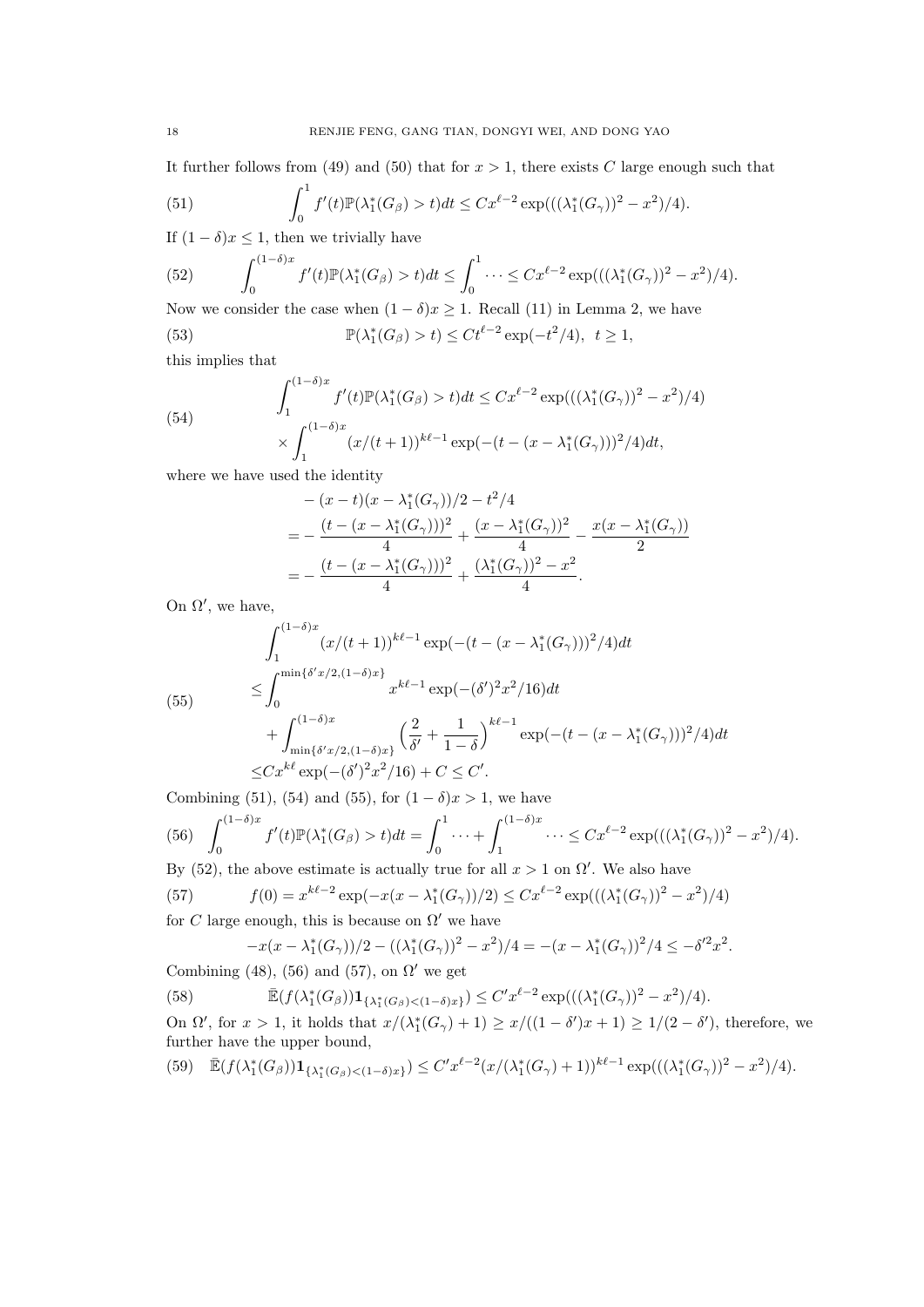It further follows from (49) and (50) that for $x > 1$, there exists $C$ large enough such that

$$\int_0^1 f'(t)\mathbb{P}(\lambda_1^*(G_\beta) > t)dt \leq Cx^{\ell-2}\exp(((\lambda_1^*(G_\gamma))^2 - x^2)/4). \tag{51}$$

If $(1-\delta)x \leq 1$, then we trivially have

$$\int_0^{(1-\delta)x} f'(t)\mathbb{P}(\lambda_1^*(G_\beta) > t)dt \leq \int_0^1 \cdots \leq Cx^{\ell-2}\exp(((\lambda_1^*(G_\gamma))^2 - x^2)/4). \tag{52}$$

Now we consider the case when $(1-\delta)x \geq 1$. Recall (11) in Lemma 2, we have

$$\mathbb{P}(\lambda_1^*(G_\beta) > t) \leq Ct^{\ell-2}\exp(-t^2/4), \;\; t \geq 1, \tag{53}$$

this implies that

$$\begin{aligned}\int_1^{(1-\delta)x} f'(t)\mathbb{P}(\lambda_1^*(G_\beta) > t)dt &\leq Cx^{\ell-2}\exp(((\lambda_1^*(G_\gamma))^2 - x^2)/4) \\ &\times \int_1^{(1-\delta)x} (x/(t+1))^{k\ell-1}\exp(-(t-(x-\lambda_1^*(G_\gamma)))^2/4)dt,\end{aligned} \tag{54}$$

where we have used the identity

$$\begin{aligned}&-(x-t)(x-\lambda_1^*(G_\gamma))/2 - t^2/4 \\ &= -\frac{(t-(x-\lambda_1^*(G_\gamma)))^2}{4} + \frac{(x-\lambda_1^*(G_\gamma))^2}{4} - \frac{x(x-\lambda_1^*(G_\gamma))}{2} \\ &= -\frac{(t-(x-\lambda_1^*(G_\gamma)))^2}{4} + \frac{(\lambda_1^*(G_\gamma))^2 - x^2}{4}.\end{aligned}$$

On $\Omega'$, we have,

$$\begin{aligned}&\int_1^{(1-\delta)x} (x/(t+1))^{k\ell-1}\exp(-(t-(x-\lambda_1^*(G_\gamma)))^2/4)dt \\ &\leq \int_0^{\min\{\delta' x/2,(1-\delta)x\}} x^{k\ell-1}\exp(-(\delta')^2x^2/16)dt \\ &\quad + \int_{\min\{\delta' x/2,(1-\delta)x\}}^{(1-\delta)x} \Big(\frac{2}{\delta'} + \frac{1}{1-\delta}\Big)^{k\ell-1}\exp(-(t-(x-\lambda_1^*(G_\gamma)))^2/4)dt \\ &\leq Cx^{k\ell}\exp(-(\delta')^2x^2/16) + C \leq C'.\end{aligned} \tag{55}$$

Combining (51), (54) and (55), for $(1-\delta)x > 1$, we have

$$\int_0^{(1-\delta)x} f'(t)\mathbb{P}(\lambda_1^*(G_\beta) > t)dt = \int_0^1 \cdots + \int_1^{(1-\delta)x} \cdots \leq Cx^{\ell-2}\exp(((\lambda_1^*(G_\gamma))^2 - x^2)/4). \tag{56}$$

By (52), the above estimate is actually true for all $x > 1$ on $\Omega'$. We also have

$$f(0) = x^{k\ell-2}\exp(-x(x-\lambda_1^*(G_\gamma))/2) \leq Cx^{\ell-2}\exp(((\lambda_1^*(G_\gamma))^2 - x^2)/4) \tag{57}$$

for $C$ large enough, this is because on $\Omega'$ we have

$$-x(x-\lambda_1^*(G_\gamma))/2 - ((\lambda_1^*(G_\gamma))^2 - x^2)/4 = -(x-\lambda_1^*(G_\gamma))^2/4 \leq -\delta'^2x^2.$$

Combining (48), (56) and (57), on $\Omega'$ we get

$$\bar{\mathbb{E}}(f(\lambda_1^*(G_\beta))\mathbf{1}_{\{\lambda_1^*(G_\beta)<(1-\delta)x\}}) \leq C'x^{\ell-2}\exp(((\lambda_1^*(G_\gamma))^2 - x^2)/4). \tag{58}$$

On $\Omega'$, for $x > 1$, it holds that $x/(\lambda_1^*(G_\gamma)+1) \geq x/((1-\delta')x+1) \geq 1/(2-\delta')$, therefore, we further have the upper bound,

$$\bar{\mathbb{E}}(f(\lambda_1^*(G_\beta))\mathbf{1}_{\{\lambda_1^*(G_\beta)<(1-\delta)x\}}) \leq C'x^{\ell-2}(x/(\lambda_1^*(G_\gamma)+1))^{k\ell-1}\exp(((\lambda_1^*(G_\gamma))^2 - x^2)/4). \tag{59}$$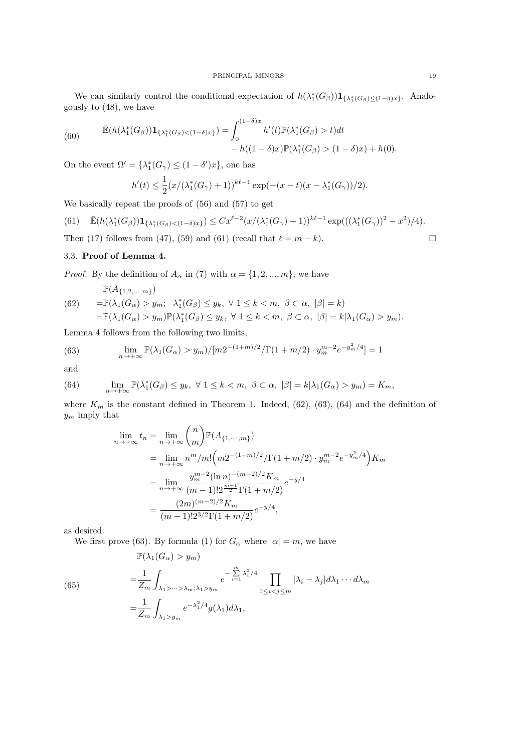We can similarly control the conditional expectation of $h(\lambda_1^*(G_\beta))\mathbf{1}_{\{\lambda_1^*(G_\beta)\le(1-\delta)x\}}$. Analogously to (48), we have

$$
\begin{aligned}
\bar{\mathbb{E}}(h(\lambda_1^*(G_\beta))\mathbf{1}_{\{\lambda_1^*(G_\beta)<(1-\delta)x\}}) = &\int_0^{(1-\delta)x} h'(t)\mathbb{P}(\lambda_1^*(G_\beta)>t)dt \\
&- h((1-\delta)x)\mathbb{P}(\lambda_1^*(G_\beta)>(1-\delta)x)+h(0).
\end{aligned}
\tag{60}
$$

On the event $\Omega' = \{\lambda_1^*(G_\gamma)\le(1-\delta')x\}$, one has

$$
h'(t)\le \frac{1}{2}(x/(\lambda_1^*(G_\gamma)+1))^{k\ell-1}\exp(-(x-t)(x-\lambda_1^*(G_\gamma))/2).
$$

We basically repeat the proofs of (56) and (57) to get

$$
\bar{\mathbb{E}}(h(\lambda_1^*(G_\beta))\mathbf{1}_{\{\lambda_1^*(G_\beta)<(1-\delta)x\}}) \le Cx^{\ell-2}(x/(\lambda_1^*(G_\gamma)+1))^{k\ell-1}\exp(((\lambda_1^*(G_\gamma))^2-x^2)/4).
\tag{61}
$$

Then (17) follows from (47), (59) and (61) (recall that $\ell = m-k$). $\square$

### 3.3. Proof of Lemma 4.

*Proof.* By the definition of $A_\alpha$ in (7) with $\alpha=\{1,2,...,m\}$, we have

$$
\begin{aligned}
&\mathbb{P}(A_{\{1,2,...,m\}}) \\
=&\mathbb{P}(\lambda_1(G_\alpha)>y_m;\ \ \lambda_1^*(G_\beta)\le y_k,\ \forall\ 1\le k<m,\ \beta\subset\alpha,\ |\beta|=k) \\
=&\mathbb{P}(\lambda_1(G_\alpha)>y_m)\mathbb{P}(\lambda_1^*(G_\beta)\le y_k,\ \forall\ 1\le k<m,\ \beta\subset\alpha,\ |\beta|=k|\lambda_1(G_\alpha)>y_m).
\end{aligned}
\tag{62}
$$

Lemma 4 follows from the following two limits,

$$
\lim_{n\to+\infty}\mathbb{P}(\lambda_1(G_\alpha)>y_m)/[m2^{-(1+m)/2}/\Gamma(1+m/2)\cdot y_m^{m-2}e^{-y_m^2/4}]=1
\tag{63}
$$

and

$$
\lim_{n\to+\infty}\mathbb{P}(\lambda_1^*(G_\beta)\le y_k,\ \forall\ 1\le k<m,\ \beta\subset\alpha,\ |\beta|=k|\lambda_1(G_\alpha)>y_m)=K_m,
\tag{64}
$$

where $K_m$ is the constant defined in Theorem 1. Indeed, (62), (63), (64) and the definition of $y_m$ imply that

$$
\begin{aligned}
\lim_{n\to+\infty}t_n &= \lim_{n\to+\infty}\binom{n}{m}\mathbb{P}(A_{\{1,\cdots,m\}}) \\
&= \lim_{n\to+\infty} n^m/m!\Big(m2^{-(1+m)/2}/\Gamma(1+m/2)\cdot y_m^{m-2}e^{-y_m^2/4}\Big)K_m \\
&= \lim_{n\to+\infty}\frac{y_m^{m-2}(\ln n)^{-(m-2)/2}K_m}{(m-1)!2^{\frac{m+1}{2}}\Gamma(1+m/2)}e^{-y/4} \\
&= \frac{(2m)^{(m-2)/2}K_m}{(m-1)!2^{3/2}\Gamma(1+m/2)}e^{-y/4},
\end{aligned}
$$

as desired.

We first prove (63). By formula (1) for $G_\alpha$ where $|\alpha|=m$, we have

$$
\begin{aligned}
&\mathbb{P}(\lambda_1(G_\alpha)>y_m) \\
=&\frac{1}{Z_m}\int_{\lambda_1>\cdots>\lambda_m;\lambda_1>y_m} e^{-\sum_{i=1}^m\lambda_i^2/4}\prod_{1\le i<j\le m}|\lambda_i-\lambda_j|d\lambda_1\cdots d\lambda_m \\
=&\frac{1}{Z_m}\int_{\lambda_1>y_m}e^{-\lambda_1^2/4}g(\lambda_1)d\lambda_1,
\end{aligned}
\tag{65}
$$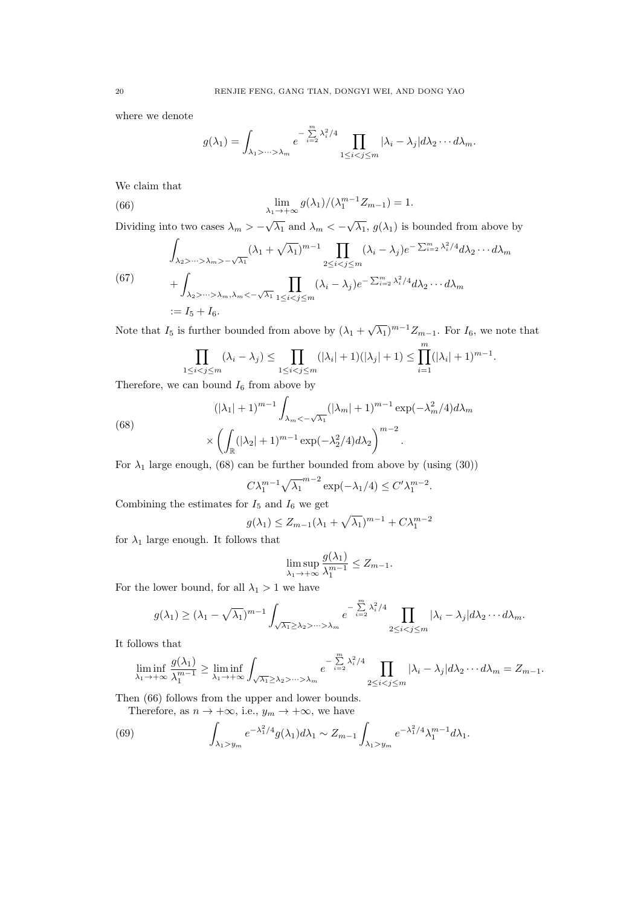where we denote

$$g(\lambda_1) = \int_{\lambda_1 > \cdots > \lambda_m} e^{-\sum\limits_{i=2}^{m} \lambda_i^2/4} \prod_{1 \le i < j \le m} |\lambda_i - \lambda_j| d\lambda_2 \cdots d\lambda_m.$$

We claim that

$$\lim_{\lambda_1 \to +\infty} g(\lambda_1)/(\lambda_1^{m-1} Z_{m-1}) = 1. \tag{66}$$

Dividing into two cases $\lambda_m > -\sqrt{\lambda_1}$ and $\lambda_m < -\sqrt{\lambda_1}$, $g(\lambda_1)$ is bounded from above by

$$\begin{aligned}
&\int_{\lambda_2 > \cdots > \lambda_m > -\sqrt{\lambda_1}} (\lambda_1 + \sqrt{\lambda_1})^{m-1} \prod_{2 \le i < j \le m} (\lambda_i - \lambda_j) e^{-\sum_{i=2}^m \lambda_i^2/4} d\lambda_2 \cdots d\lambda_m \\
&+ \int_{\lambda_2 > \cdots > \lambda_m, \lambda_m < -\sqrt{\lambda_1}} \prod_{1 \le i < j \le m} (\lambda_i - \lambda_j) e^{-\sum_{i=2}^m \lambda_i^2/4} d\lambda_2 \cdots d\lambda_m \\
&:= I_5 + I_6.
\end{aligned} \tag{67}$$

Note that $I_5$ is further bounded from above by $(\lambda_1 + \sqrt{\lambda_1})^{m-1} Z_{m-1}$. For $I_6$, we note that

$$\prod_{1 \le i < j \le m} (\lambda_i - \lambda_j) \le \prod_{1 \le i < j \le m} (|\lambda_i| + 1)(|\lambda_j| + 1) \le \prod_{i=1}^{m} (|\lambda_i| + 1)^{m-1}.$$

Therefore, we can bound $I_6$ from above by

$$\begin{aligned}
&(|\lambda_1| + 1)^{m-1} \int_{\lambda_m < -\sqrt{\lambda_1}} (|\lambda_m| + 1)^{m-1} \exp(-\lambda_m^2/4) d\lambda_m \\
&\times \left( \int_{\mathbb{R}} (|\lambda_2| + 1)^{m-1} \exp(-\lambda_2^2/4) d\lambda_2 \right)^{m-2}.
\end{aligned} \tag{68}$$

For $\lambda_1$ large enough, (68) can be further bounded from above by (using (30))

$$C \lambda_1^{m-1} \sqrt{\lambda_1}^{m-2} \exp(-\lambda_1/4) \le C' \lambda_1^{m-2}.$$

Combining the estimates for $I_5$ and $I_6$ we get

$$g(\lambda_1) \le Z_{m-1} (\lambda_1 + \sqrt{\lambda_1})^{m-1} + C \lambda_1^{m-2}$$

for $\lambda_1$ large enough. It follows that

$$\limsup_{\lambda_1 \to +\infty} \frac{g(\lambda_1)}{\lambda_1^{m-1}} \le Z_{m-1}.$$

For the lower bound, for all $\lambda_1 > 1$ we have

$$g(\lambda_1) \ge (\lambda_1 - \sqrt{\lambda_1})^{m-1} \int_{\sqrt{\lambda_1} \ge \lambda_2 > \cdots > \lambda_m} e^{-\sum\limits_{i=2}^{m} \lambda_i^2/4} \prod_{2 \le i < j \le m} |\lambda_i - \lambda_j| d\lambda_2 \cdots d\lambda_m.$$

It follows that

$$\liminf_{\lambda_1 \to +\infty} \frac{g(\lambda_1)}{\lambda_1^{m-1}} \ge \liminf_{\lambda_1 \to +\infty} \int_{\sqrt{\lambda_1} \ge \lambda_2 > \cdots > \lambda_m} e^{-\sum\limits_{i=2}^{m} \lambda_i^2/4} \prod_{2 \le i < j \le m} |\lambda_i - \lambda_j| d\lambda_2 \cdots d\lambda_m = Z_{m-1}.$$

Then (66) follows from the upper and lower bounds.

Therefore, as $n \to +\infty$, i.e., $y_m \to +\infty$, we have

$$\int_{\lambda_1 > y_m} e^{-\lambda_1^2/4} g(\lambda_1) d\lambda_1 \sim Z_{m-1} \int_{\lambda_1 > y_m} e^{-\lambda_1^2/4} \lambda_1^{m-1} d\lambda_1. \tag{69}$$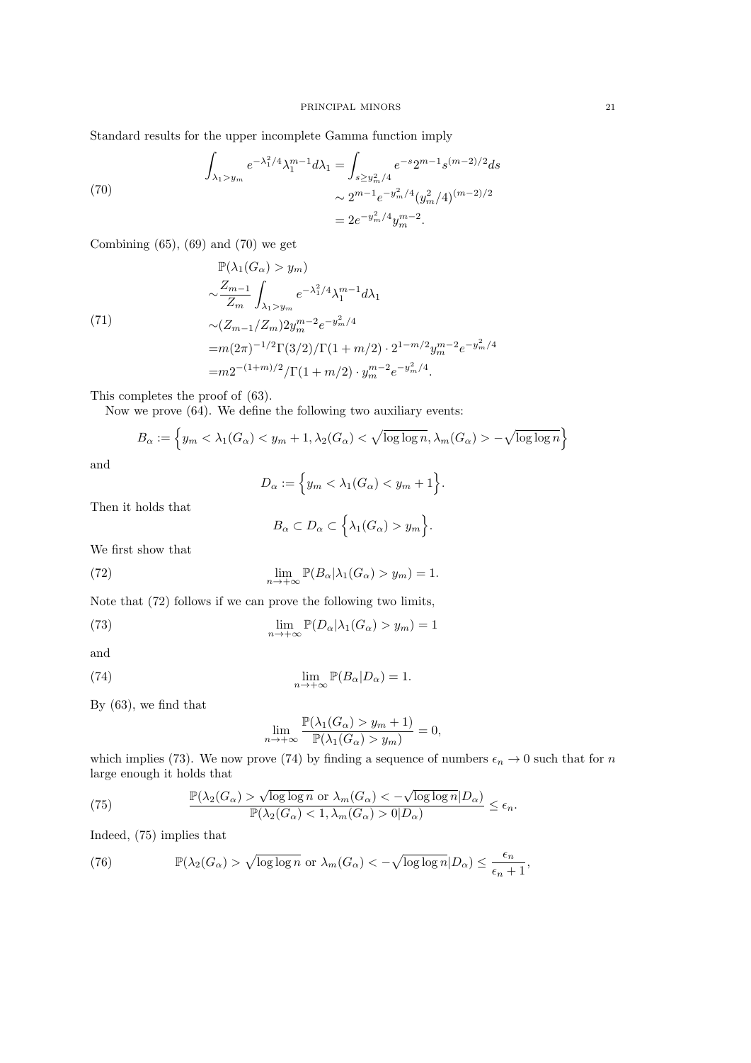Standard results for the upper incomplete Gamma function imply

$$
\begin{aligned}
\int_{\lambda_1 > y_m} e^{-\lambda_1^2/4} \lambda_1^{m-1} d\lambda_1 &= \int_{s \geq y_m^2/4} e^{-s} 2^{m-1} s^{(m-2)/2} ds \\
&\sim 2^{m-1} e^{-y_m^2/4} (y_m^2/4)^{(m-2)/2} \\
&= 2 e^{-y_m^2/4} y_m^{m-2}.
\end{aligned} \tag{70}
$$

Combining (65), (69) and (70) we get

$$
\begin{aligned}
&\mathbb{P}(\lambda_1(G_\alpha) > y_m) \\
\sim &\frac{Z_{m-1}}{Z_m} \int_{\lambda_1 > y_m} e^{-\lambda_1^2/4} \lambda_1^{m-1} d\lambda_1 \\
\sim &(Z_{m-1}/Z_m) 2 y_m^{m-2} e^{-y_m^2/4} \\
= &m (2\pi)^{-1/2} \Gamma(3/2)/\Gamma(1+m/2) \cdot 2^{1-m/2} y_m^{m-2} e^{-y_m^2/4} \\
= &m 2^{-(1+m)/2}/\Gamma(1+m/2) \cdot y_m^{m-2} e^{-y_m^2/4}.
\end{aligned} \tag{71}
$$

This completes the proof of (63).

Now we prove (64). We define the following two auxiliary events:

$$
B_\alpha := \Big\{ y_m < \lambda_1(G_\alpha) < y_m + 1, \lambda_2(G_\alpha) < \sqrt{\log\log n}, \lambda_m(G_\alpha) > -\sqrt{\log\log n} \Big\}
$$

and

$$
D_\alpha := \Big\{ y_m < \lambda_1(G_\alpha) < y_m + 1 \Big\}.
$$

Then it holds that

$$
B_\alpha \subset D_\alpha \subset \Big\{ \lambda_1(G_\alpha) > y_m \Big\}.
$$

We first show that

$$
\lim_{n \to +\infty} \mathbb{P}(B_\alpha | \lambda_1(G_\alpha) > y_m) = 1. \tag{72}
$$

Note that (72) follows if we can prove the following two limits,

$$
\lim_{n \to +\infty} \mathbb{P}(D_\alpha | \lambda_1(G_\alpha) > y_m) = 1 \tag{73}
$$

and

$$
\lim_{n \to +\infty} \mathbb{P}(B_\alpha | D_\alpha) = 1. \tag{74}
$$

By (63), we find that

$$
\lim_{n \to +\infty} \frac{\mathbb{P}(\lambda_1(G_\alpha) > y_m + 1)}{\mathbb{P}(\lambda_1(G_\alpha) > y_m)} = 0,
$$

which implies (73). We now prove (74) by finding a sequence of numbers $\epsilon_n \to 0$ such that for $n$ large enough it holds that

$$
\frac{\mathbb{P}(\lambda_2(G_\alpha) > \sqrt{\log\log n} \text{ or } \lambda_m(G_\alpha) < -\sqrt{\log\log n} | D_\alpha)}{\mathbb{P}(\lambda_2(G_\alpha) < 1, \lambda_m(G_\alpha) > 0 | D_\alpha)} \leq \epsilon_n. \tag{75}
$$

Indeed, (75) implies that

$$
\mathbb{P}(\lambda_2(G_\alpha) > \sqrt{\log\log n} \text{ or } \lambda_m(G_\alpha) < -\sqrt{\log\log n} | D_\alpha) \leq \frac{\epsilon_n}{\epsilon_n + 1}, \tag{76}
$$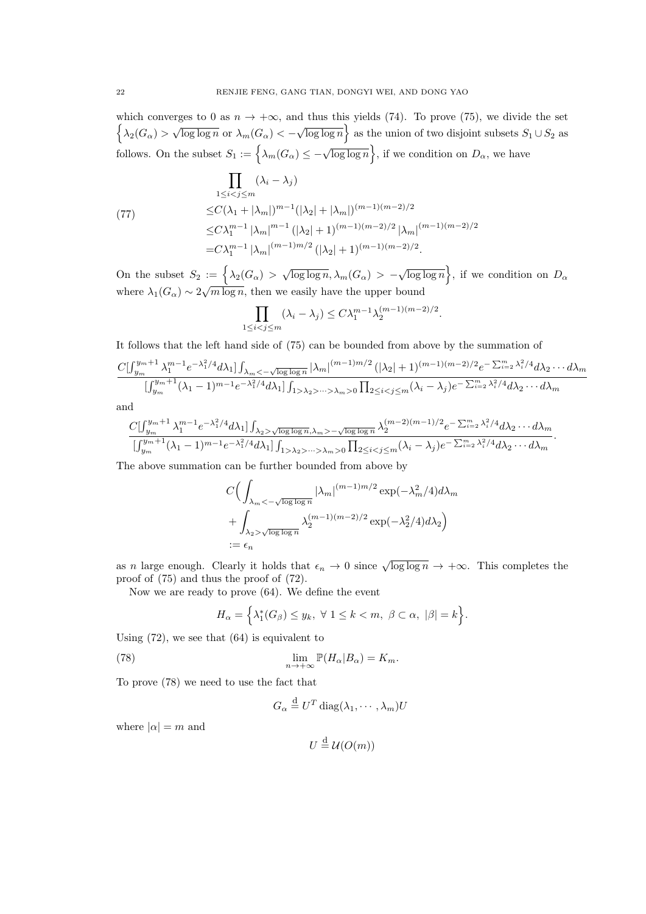which converges to 0 as $n \to +\infty$, and thus this yields (74). To prove (75), we divide the set $\left\{\lambda_2(G_\alpha) > \sqrt{\log\log n} \text{ or } \lambda_m(G_\alpha) < -\sqrt{\log\log n}\right\}$ as the union of two disjoint subsets $S_1 \cup S_2$ as follows. On the subset $S_1 := \left\{\lambda_m(G_\alpha) \leq -\sqrt{\log\log n}\right\}$, if we condition on $D_\alpha$, we have

$$
\begin{aligned}
&\prod_{1\leq i<j\leq m}(\lambda_i - \lambda_j) \\
\leq& C(\lambda_1 + |\lambda_m|)^{m-1}(|\lambda_2| + |\lambda_m|)^{(m-1)(m-2)/2} \\
\leq& C\lambda_1^{m-1}|\lambda_m|^{m-1}(|\lambda_2|+1)^{(m-1)(m-2)/2}|\lambda_m|^{(m-1)(m-2)/2} \\
=& C\lambda_1^{m-1}|\lambda_m|^{(m-1)m/2}(|\lambda_2|+1)^{(m-1)(m-2)/2}.
\end{aligned} \tag{77}
$$

On the subset $S_2 := \left\{\lambda_2(G_\alpha) > \sqrt{\log\log n}, \lambda_m(G_\alpha) > -\sqrt{\log\log n}\right\}$, if we condition on $D_\alpha$ where $\lambda_1(G_\alpha) \sim 2\sqrt{m\log n}$, then we easily have the upper bound

$$
\prod_{1\leq i<j\leq m}(\lambda_i - \lambda_j) \leq C\lambda_1^{m-1}\lambda_2^{(m-1)(m-2)/2}.
$$

It follows that the left hand side of (75) can be bounded from above by the summation of

$$
\frac{C[\int_{y_m}^{y_m+1}\lambda_1^{m-1}e^{-\lambda_1^2/4}d\lambda_1]\int_{\lambda_m<-\sqrt{\log\log n}}|\lambda_m|^{(m-1)m/2}(|\lambda_2|+1)^{(m-1)(m-2)/2}e^{-\sum_{i=2}^m\lambda_i^2/4}d\lambda_2\cdots d\lambda_m}{[\int_{y_m}^{y_m+1}(\lambda_1-1)^{m-1}e^{-\lambda_1^2/4}d\lambda_1]\int_{1>\lambda_2>\cdots>\lambda_m>0}\prod_{2\leq i<j\leq m}(\lambda_i-\lambda_j)e^{-\sum_{i=2}^m\lambda_i^2/4}d\lambda_2\cdots d\lambda_m}
$$

and

$$
\frac{C[\int_{y_m}^{y_m+1}\lambda_1^{m-1}e^{-\lambda_1^2/4}d\lambda_1]\int_{\lambda_2>\sqrt{\log\log n},\lambda_m>-\sqrt{\log\log n}}\lambda_2^{(m-2)(m-1)/2}e^{-\sum_{i=2}^m\lambda_i^2/4}d\lambda_2\cdots d\lambda_m}{[\int_{y_m}^{y_m+1}(\lambda_1-1)^{m-1}e^{-\lambda_1^2/4}d\lambda_1]\int_{1>\lambda_2>\cdots>\lambda_m>0}\prod_{2\leq i<j\leq m}(\lambda_i-\lambda_j)e^{-\sum_{i=2}^m\lambda_i^2/4}d\lambda_2\cdots d\lambda_m}.
$$

The above summation can be further bounded from above by

$$
\begin{aligned}
&C\Big(\int_{\lambda_m<-\sqrt{\log\log n}}|\lambda_m|^{(m-1)m/2}\exp(-\lambda_m^2/4)d\lambda_m \\
&+\int_{\lambda_2>\sqrt{\log\log n}}\lambda_2^{(m-1)(m-2)/2}\exp(-\lambda_2^2/4)d\lambda_2\Big) \\
&:= \epsilon_n
\end{aligned}
$$

as $n$ large enough. Clearly it holds that $\epsilon_n \to 0$ since $\sqrt{\log\log n} \to +\infty$. This completes the proof of (75) and thus the proof of (72).

Now we are ready to prove (64). We define the event

$$
H_\alpha = \Big\{\lambda_1^*(G_\beta) \leq y_k,\ \forall\ 1\leq k<m,\ \beta\subset\alpha,\ |\beta| = k\Big\}.
$$

Using (72), we see that (64) is equivalent to

$$
\lim_{n\to+\infty}\mathbb{P}(H_\alpha|B_\alpha) = K_m. \tag{78}
$$

To prove (78) we need to use the fact that

$$
G_\alpha \overset{\mathrm{d}}{=} U^T\operatorname{diag}(\lambda_1,\cdots,\lambda_m)U
$$

where $|\alpha| = m$ and

$$
U \overset{\mathrm{d}}{=} \mathcal{U}(O(m))
$$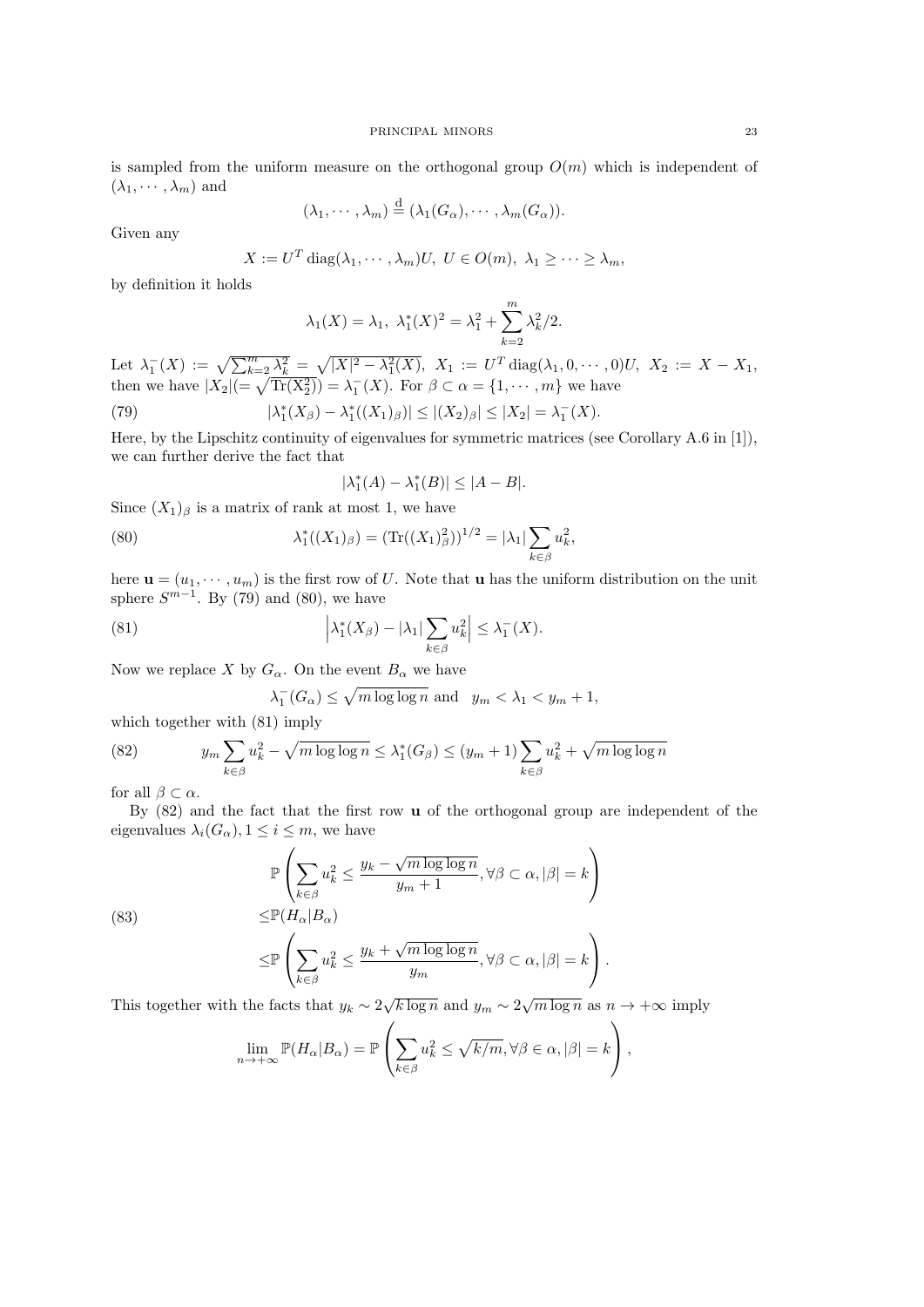is sampled from the uniform measure on the orthogonal group $O(m)$ which is independent of $(\lambda_1, \cdots, \lambda_m)$ and

$$(\lambda_1, \cdots, \lambda_m) \overset{\mathrm{d}}{=} (\lambda_1(G_\alpha), \cdots, \lambda_m(G_\alpha)).$$

Given any

$$X := U^T \operatorname{diag}(\lambda_1, \cdots, \lambda_m) U, \ U \in O(m), \ \lambda_1 \geq \cdots \geq \lambda_m,$$

by definition it holds

$$\lambda_1(X) = \lambda_1, \ \lambda_1^*(X)^2 = \lambda_1^2 + \sum_{k=2}^m \lambda_k^2/2.$$

Let $\lambda_1^-(X) := \sqrt{\sum_{k=2}^m \lambda_k^2} = \sqrt{|X|^2 - \lambda_1^2(X)}$, $X_1 := U^T \operatorname{diag}(\lambda_1, 0, \cdots, 0) U$, $X_2 := X - X_1$, then we have $|X_2| (= \sqrt{\operatorname{Tr}(X_2^2)}) = \lambda_1^-(X)$. For $\beta \subset \alpha = \{1, \cdots, m\}$ we have

$$|\lambda_1^*(X_\beta) - \lambda_1^*((X_1)_\beta)| \leq |(X_2)_\beta| \leq |X_2| = \lambda_1^-(X). \tag{79}$$

Here, by the Lipschitz continuity of eigenvalues for symmetric matrices (see Corollary A.6 in [1]), we can further derive the fact that

$$|\lambda_1^*(A) - \lambda_1^*(B)| \leq |A - B|.$$

Since $(X_1)_\beta$ is a matrix of rank at most 1, we have

$$\lambda_1^*((X_1)_\beta) = (\operatorname{Tr}((X_1)_\beta^2))^{1/2} = |\lambda_1| \sum_{k \in \beta} u_k^2, \tag{80}$$

here $\mathbf{u} = (u_1, \cdots, u_m)$ is the first row of $U$. Note that $\mathbf{u}$ has the uniform distribution on the unit sphere $S^{m-1}$. By (79) and (80), we have

$$\left| \lambda_1^*(X_\beta) - |\lambda_1| \sum_{k \in \beta} u_k^2 \right| \leq \lambda_1^-(X). \tag{81}$$

Now we replace $X$ by $G_\alpha$. On the event $B_\alpha$ we have

$$\lambda_1^-(G_\alpha) \leq \sqrt{m \log \log n} \text{ and } \ y_m < \lambda_1 < y_m + 1,$$

which together with (81) imply

$$y_m \sum_{k \in \beta} u_k^2 - \sqrt{m \log \log n} \leq \lambda_1^*(G_\beta) \leq (y_m + 1) \sum_{k \in \beta} u_k^2 + \sqrt{m \log \log n} \tag{82}$$

for all $\beta \subset \alpha$.

By (82) and the fact that the first row $\mathbf{u}$ of the orthogonal group are independent of the eigenvalues $\lambda_i(G_\alpha), 1 \leq i \leq m$, we have

$$\begin{aligned} &\mathbb{P}\left( \sum_{k \in \beta} u_k^2 \leq \frac{y_k - \sqrt{m \log \log n}}{y_m + 1}, \forall \beta \subset \alpha, |\beta| = k \right) \\ \leq& \mathbb{P}(H_\alpha | B_\alpha) \\ \leq& \mathbb{P}\left( \sum_{k \in \beta} u_k^2 \leq \frac{y_k + \sqrt{m \log \log n}}{y_m}, \forall \beta \subset \alpha, |\beta| = k \right). \end{aligned} \tag{83}$$

This together with the facts that $y_k \sim 2\sqrt{k \log n}$ and $y_m \sim 2\sqrt{m \log n}$ as $n \to +\infty$ imply

$$\lim_{n \to +\infty} \mathbb{P}(H_\alpha | B_\alpha) = \mathbb{P}\left( \sum_{k \in \beta} u_k^2 \leq \sqrt{k/m}, \forall \beta \in \alpha, |\beta| = k \right),$$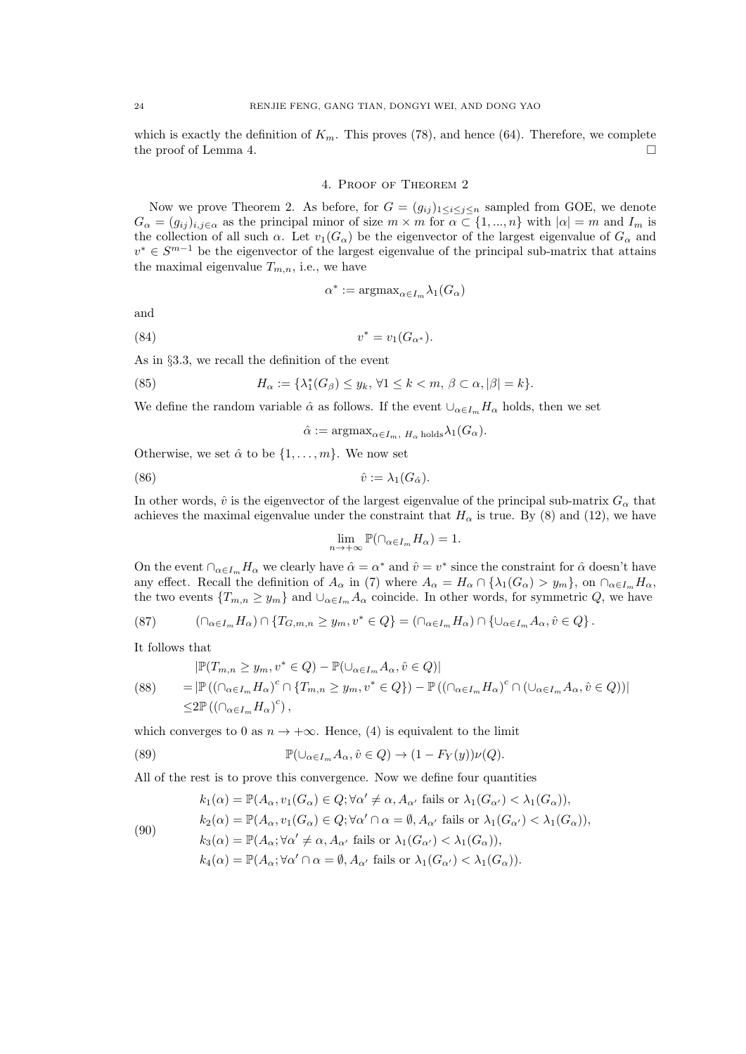which is exactly the definition of $K_m$. This proves (78), and hence (64). Therefore, we complete the proof of Lemma 4. $\square$

## 4. Proof of Theorem 2

Now we prove Theorem 2. As before, for $G = (g_{ij})_{1\le i\le j\le n}$ sampled from GOE, we denote $G_\alpha = (g_{ij})_{i,j\in\alpha}$ as the principal minor of size $m \times m$ for $\alpha \subset \{1, ..., n\}$ with $|\alpha| = m$ and $I_m$ is the collection of all such $\alpha$. Let $v_1(G_\alpha)$ be the eigenvector of the largest eigenvalue of $G_\alpha$ and $v^* \in S^{m-1}$ be the eigenvector of the largest eigenvalue of the principal sub-matrix that attains the maximal eigenvalue $T_{m,n}$, i.e., we have

$$\alpha^* := \text{argmax}_{\alpha\in I_m} \lambda_1(G_\alpha)$$

and

$$v^* = v_1(G_{\alpha^*}). \tag{84}$$

As in §3.3, we recall the definition of the event

$$H_\alpha := \{\lambda_1^*(G_\beta) \le y_k,\ \forall 1 \le k < m,\ \beta \subset \alpha, |\beta| = k\}. \tag{85}$$

We define the random variable $\hat{\alpha}$ as follows. If the event $\cup_{\alpha\in I_m} H_\alpha$ holds, then we set

$$\hat{\alpha} := \text{argmax}_{\alpha\in I_m,\ H_\alpha \text{ holds}} \lambda_1(G_\alpha).$$

Otherwise, we set $\hat{\alpha}$ to be $\{1, \ldots, m\}$. We now set

$$\hat{v} := \lambda_1(G_{\hat{\alpha}}). \tag{86}$$

In other words, $\hat{v}$ is the eigenvector of the largest eigenvalue of the principal sub-matrix $G_\alpha$ that achieves the maximal eigenvalue under the constraint that $H_\alpha$ is true. By (8) and (12), we have

$$\lim_{n\to+\infty} \mathbb{P}(\cap_{\alpha\in I_m} H_\alpha) = 1.$$

On the event $\cap_{\alpha\in I_m} H_\alpha$ we clearly have $\hat{\alpha} = \alpha^*$ and $\hat{v} = v^*$ since the constraint for $\hat{\alpha}$ doesn't have any effect. Recall the definition of $A_\alpha$ in (7) where $A_\alpha = H_\alpha \cap \{\lambda_1(G_\alpha) > y_m\}$, on $\cap_{\alpha\in I_m} H_\alpha$, the two events $\{T_{m,n} \ge y_m\}$ and $\cup_{\alpha\in I_m} A_\alpha$ coincide. In other words, for symmetric $Q$, we have

$$(\cap_{\alpha\in I_m} H_\alpha) \cap \{T_{G,m,n} \ge y_m, v^* \in Q\} = (\cap_{\alpha\in I_m} H_\alpha) \cap \{\cup_{\alpha\in I_m} A_\alpha, \hat{v} \in Q\}. \tag{87}$$

It follows that

$$\begin{aligned}
&|\mathbb{P}(T_{m,n} \ge y_m, v^* \in Q) - \mathbb{P}(\cup_{\alpha\in I_m} A_\alpha, \hat{v} \in Q)| \\
=&|\mathbb{P}\left((\cap_{\alpha\in I_m} H_\alpha)^c \cap \{T_{m,n} \ge y_m, v^* \in Q\}\right) - \mathbb{P}\left((\cap_{\alpha\in I_m} H_\alpha)^c \cap (\cup_{\alpha\in I_m} A_\alpha, \hat{v} \in Q)\right)| \\
\le&2\mathbb{P}\left((\cap_{\alpha\in I_m} H_\alpha)^c\right),
\end{aligned} \tag{88}$$

which converges to 0 as $n \to +\infty$. Hence, (4) is equivalent to the limit

$$\mathbb{P}(\cup_{\alpha\in I_m} A_\alpha, \hat{v} \in Q) \to (1 - F_Y(y))\nu(Q). \tag{89}$$

All of the rest is to prove this convergence. Now we define four quantities

$$\begin{aligned}
&k_1(\alpha) = \mathbb{P}(A_\alpha, v_1(G_\alpha) \in Q; \forall\alpha' \ne \alpha, A_{\alpha'} \text{ fails or } \lambda_1(G_{\alpha'}) < \lambda_1(G_\alpha)), \\
&k_2(\alpha) = \mathbb{P}(A_\alpha, v_1(G_\alpha) \in Q; \forall\alpha' \cap \alpha = \emptyset, A_{\alpha'} \text{ fails or } \lambda_1(G_{\alpha'}) < \lambda_1(G_\alpha)), \\
&k_3(\alpha) = \mathbb{P}(A_\alpha; \forall\alpha' \ne \alpha, A_{\alpha'} \text{ fails or } \lambda_1(G_{\alpha'}) < \lambda_1(G_\alpha)), \\
&k_4(\alpha) = \mathbb{P}(A_\alpha; \forall\alpha' \cap \alpha = \emptyset, A_{\alpha'} \text{ fails or } \lambda_1(G_{\alpha'}) < \lambda_1(G_\alpha)).
\end{aligned} \tag{90}$$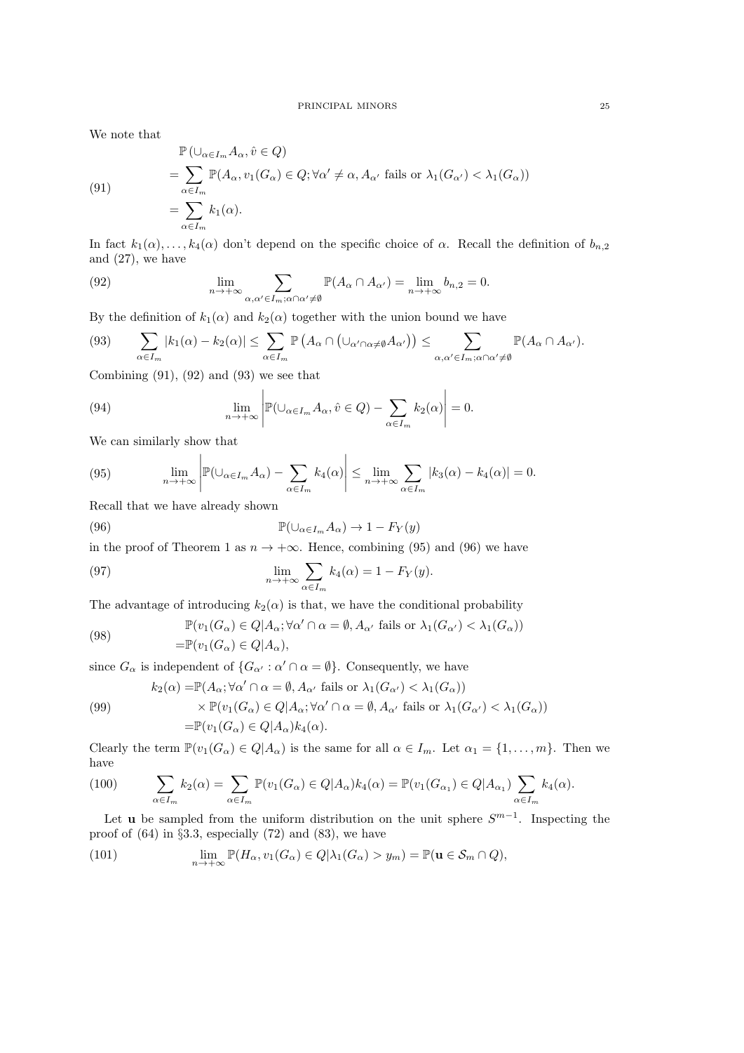We note that

$$
\begin{aligned}
&\mathbb{P}\left(\cup_{\alpha\in I_m} A_\alpha, \hat{v}\in Q\right)\\
&=\sum_{\alpha\in I_m}\mathbb{P}(A_\alpha, v_1(G_\alpha)\in Q; \forall\alpha'\neq\alpha, A_{\alpha'} \text{ fails or } \lambda_1(G_{\alpha'})<\lambda_1(G_\alpha))\\
&=\sum_{\alpha\in I_m} k_1(\alpha).
\end{aligned}
\tag{91}
$$

In fact $k_1(\alpha),\ldots,k_4(\alpha)$ don't depend on the specific choice of $\alpha$. Recall the definition of $b_{n,2}$ and (27), we have

$$
\lim_{n\to+\infty}\sum_{\alpha,\alpha'\in I_m;\alpha\cap\alpha'\neq\emptyset}\mathbb{P}(A_\alpha\cap A_{\alpha'})=\lim_{n\to+\infty} b_{n,2}=0.
\tag{92}
$$

By the definition of $k_1(\alpha)$ and $k_2(\alpha)$ together with the union bound we have

$$
\sum_{\alpha\in I_m}|k_1(\alpha)-k_2(\alpha)|\leq\sum_{\alpha\in I_m}\mathbb{P}\left(A_\alpha\cap\left(\cup_{\alpha'\cap\alpha\neq\emptyset}A_{\alpha'}\right)\right)\leq\sum_{\alpha,\alpha'\in I_m;\alpha\cap\alpha'\neq\emptyset}\mathbb{P}(A_\alpha\cap A_{\alpha'}).
\tag{93}
$$

Combining (91), (92) and (93) we see that

$$
\lim_{n\to+\infty}\left|\mathbb{P}(\cup_{\alpha\in I_m}A_\alpha,\hat{v}\in Q)-\sum_{\alpha\in I_m}k_2(\alpha)\right|=0.
\tag{94}
$$

We can similarly show that

$$
\lim_{n\to+\infty}\left|\mathbb{P}(\cup_{\alpha\in I_m}A_\alpha)-\sum_{\alpha\in I_m}k_4(\alpha)\right|\leq\lim_{n\to+\infty}\sum_{\alpha\in I_m}|k_3(\alpha)-k_4(\alpha)|=0.
\tag{95}
$$

Recall that we have already shown

$$
\mathbb{P}(\cup_{\alpha\in I_m}A_\alpha)\to 1-F_Y(y)
\tag{96}
$$

in the proof of Theorem 1 as $n\to+\infty$. Hence, combining (95) and (96) we have

$$
\lim_{n\to+\infty}\sum_{\alpha\in I_m}k_4(\alpha)=1-F_Y(y).
\tag{97}
$$

The advantage of introducing $k_2(\alpha)$ is that, we have the conditional probability

$$
\begin{aligned}
&\mathbb{P}(v_1(G_\alpha)\in Q|A_\alpha;\forall\alpha'\cap\alpha=\emptyset, A_{\alpha'} \text{ fails or } \lambda_1(G_{\alpha'})<\lambda_1(G_\alpha))\\
=&\mathbb{P}(v_1(G_\alpha)\in Q|A_\alpha),
\end{aligned}
\tag{98}
$$

since $G_\alpha$ is independent of $\{G_{\alpha'}:\alpha'\cap\alpha=\emptyset\}$. Consequently, we have

$$
\begin{aligned}
k_2(\alpha)=&\mathbb{P}(A_\alpha;\forall\alpha'\cap\alpha=\emptyset, A_{\alpha'} \text{ fails or } \lambda_1(G_{\alpha'})<\lambda_1(G_\alpha))\\
&\times\mathbb{P}(v_1(G_\alpha)\in Q|A_\alpha;\forall\alpha'\cap\alpha=\emptyset, A_{\alpha'} \text{ fails or } \lambda_1(G_{\alpha'})<\lambda_1(G_\alpha))\\
=&\mathbb{P}(v_1(G_\alpha)\in Q|A_\alpha)k_4(\alpha).
\end{aligned}
\tag{99}
$$

Clearly the term $\mathbb{P}(v_1(G_\alpha)\in Q|A_\alpha)$ is the same for all $\alpha\in I_m$. Let $\alpha_1=\{1,\ldots,m\}$. Then we have

$$
\sum_{\alpha\in I_m}k_2(\alpha)=\sum_{\alpha\in I_m}\mathbb{P}(v_1(G_\alpha)\in Q|A_\alpha)k_4(\alpha)=\mathbb{P}(v_1(G_{\alpha_1})\in Q|A_{\alpha_1})\sum_{\alpha\in I_m}k_4(\alpha).
\tag{100}
$$

Let $\mathbf{u}$ be sampled from the uniform distribution on the unit sphere $S^{m-1}$. Inspecting the proof of (64) in §3.3, especially (72) and (83), we have

$$
\lim_{n\to+\infty}\mathbb{P}(H_\alpha, v_1(G_\alpha)\in Q|\lambda_1(G_\alpha)>y_m)=\mathbb{P}(\mathbf{u}\in\mathcal{S}_m\cap Q),
\tag{101}
$$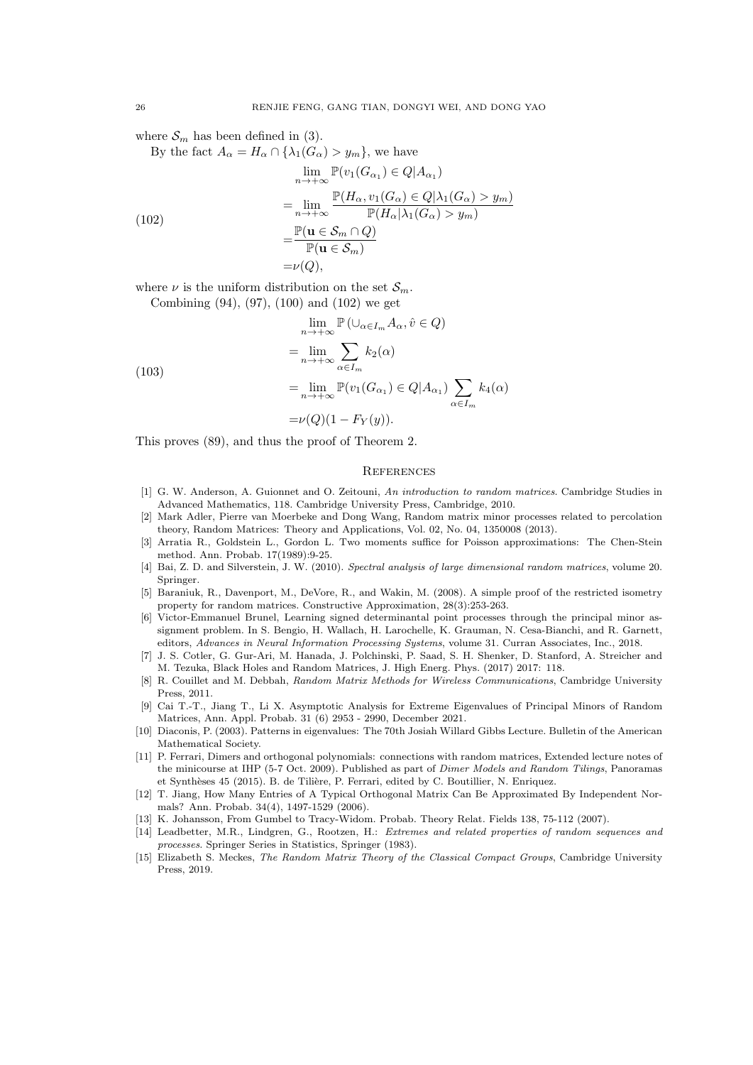where $\mathcal{S}_m$ has been defined in (3).

By the fact $A_\alpha = H_\alpha \cap \{\lambda_1(G_\alpha) > y_m\}$, we have

$$
\begin{aligned}
&\lim_{n\to+\infty} \mathbb{P}(v_1(G_{\alpha_1}) \in Q | A_{\alpha_1}) \\
=&\lim_{n\to+\infty} \frac{\mathbb{P}(H_\alpha, v_1(G_\alpha) \in Q | \lambda_1(G_\alpha) > y_m)}{\mathbb{P}(H_\alpha | \lambda_1(G_\alpha) > y_m)} \\
=&\frac{\mathbb{P}(\mathbf{u} \in \mathcal{S}_m \cap Q)}{\mathbb{P}(\mathbf{u} \in \mathcal{S}_m)} \\
=&\nu(Q),
\end{aligned}
\tag{102}
$$

where $\nu$ is the uniform distribution on the set $\mathcal{S}_m$.

Combining (94), (97), (100) and (102) we get

$$
\begin{aligned}
&\lim_{n\to+\infty} \mathbb{P}\left(\cup_{\alpha\in I_m} A_\alpha, \hat{v} \in Q\right) \\
=&\lim_{n\to+\infty} \sum_{\alpha\in I_m} k_2(\alpha) \\
=&\lim_{n\to+\infty} \mathbb{P}(v_1(G_{\alpha_1}) \in Q | A_{\alpha_1}) \sum_{\alpha\in I_m} k_4(\alpha) \\
=&\nu(Q)(1 - F_Y(y)).
\end{aligned}
\tag{103}
$$

This proves (89), and thus the proof of Theorem 2.

## References

[1] G. W. Anderson, A. Guionnet and O. Zeitouni, *An introduction to random matrices*. Cambridge Studies in Advanced Mathematics, 118. Cambridge University Press, Cambridge, 2010.

[2] Mark Adler, Pierre van Moerbeke and Dong Wang, Random matrix minor processes related to percolation theory, Random Matrices: Theory and Applications, Vol. 02, No. 04, 1350008 (2013).

[3] Arratia R., Goldstein L., Gordon L. Two moments suffice for Poisson approximations: The Chen-Stein method. Ann. Probab. 17(1989):9-25.

[4] Bai, Z. D. and Silverstein, J. W. (2010). *Spectral analysis of large dimensional random matrices*, volume 20. Springer.

[5] Baraniuk, R., Davenport, M., DeVore, R., and Wakin, M. (2008). A simple proof of the restricted isometry property for random matrices. Constructive Approximation, 28(3):253-263.

[6] Victor-Emmanuel Brunel, Learning signed determinantal point processes through the principal minor assignment problem. In S. Bengio, H. Wallach, H. Larochelle, K. Grauman, N. Cesa-Bianchi, and R. Garnett, editors, *Advances in Neural Information Processing Systems*, volume 31. Curran Associates, Inc., 2018.

[7] J. S. Cotler, G. Gur-Ari, M. Hanada, J. Polchinski, P. Saad, S. H. Shenker, D. Stanford, A. Streicher and M. Tezuka, Black Holes and Random Matrices, J. High Energ. Phys. (2017) 2017: 118.

[8] R. Couillet and M. Debbah, *Random Matrix Methods for Wireless Communications*, Cambridge University Press, 2011.

[9] Cai T.-T., Jiang T., Li X. Asymptotic Analysis for Extreme Eigenvalues of Principal Minors of Random Matrices, Ann. Appl. Probab. 31 (6) 2953 - 2990, December 2021.

[10] Diaconis, P. (2003). Patterns in eigenvalues: The 70th Josiah Willard Gibbs Lecture. Bulletin of the American Mathematical Society.

[11] P. Ferrari, Dimers and orthogonal polynomials: connections with random matrices, Extended lecture notes of the minicourse at IHP (5-7 Oct. 2009). Published as part of *Dimer Models and Random Tilings*, Panoramas et Synthèses 45 (2015). B. de Tilière, P. Ferrari, edited by C. Boutillier, N. Enriquez.

[12] T. Jiang, How Many Entries of A Typical Orthogonal Matrix Can Be Approximated By Independent Normals? Ann. Probab. 34(4), 1497-1529 (2006).

[13] K. Johansson, From Gumbel to Tracy-Widom. Probab. Theory Relat. Fields 138, 75-112 (2007).

[14] Leadbetter, M.R., Lindgren, G., Rootzen, H.: *Extremes and related properties of random sequences and processes*. Springer Series in Statistics, Springer (1983).

[15] Elizabeth S. Meckes, *The Random Matrix Theory of the Classical Compact Groups*, Cambridge University Press, 2019.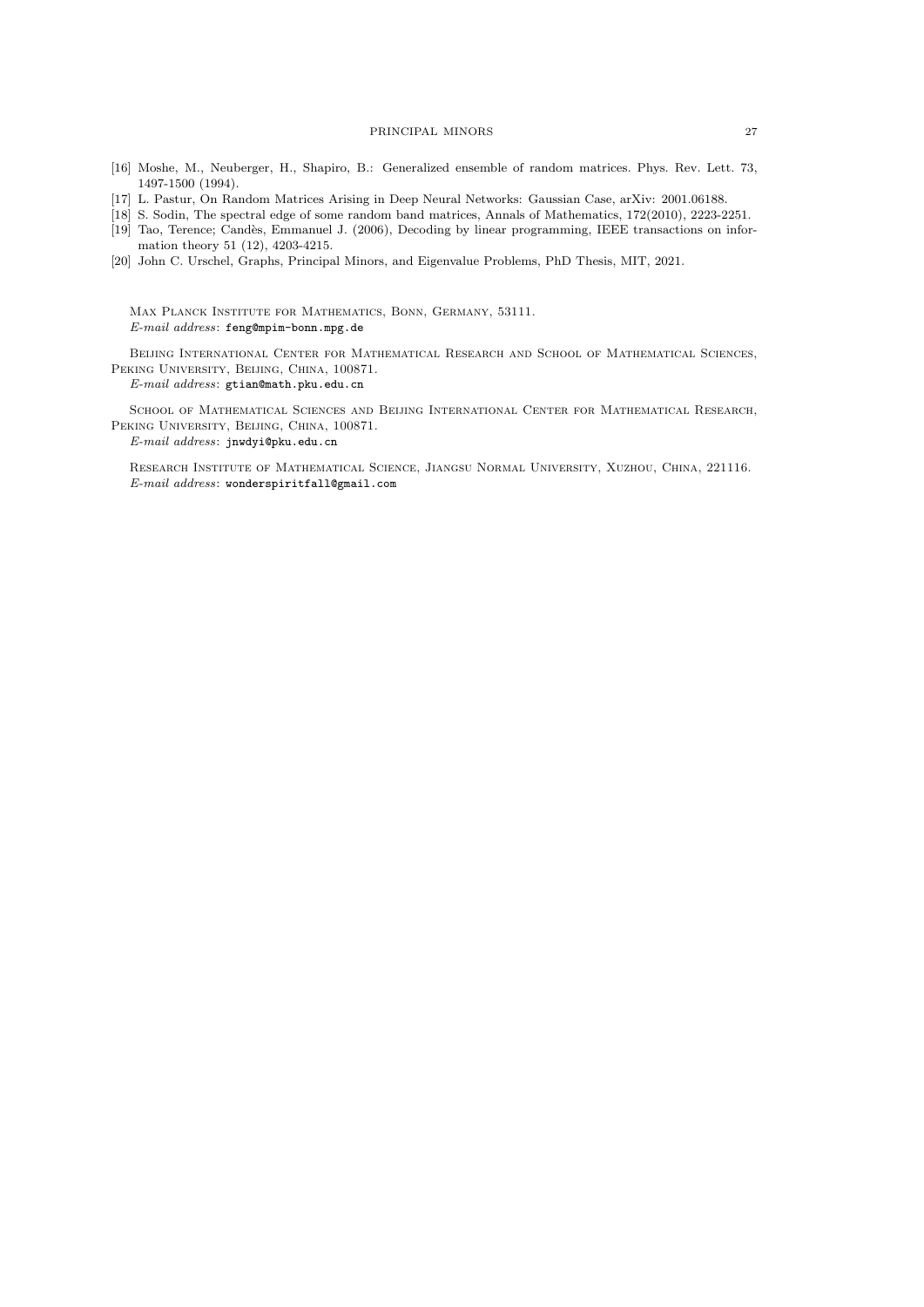[16] Moshe, M., Neuberger, H., Shapiro, B.: Generalized ensemble of random matrices. Phys. Rev. Lett. 73, 1497-1500 (1994).

[17] L. Pastur, On Random Matrices Arising in Deep Neural Networks: Gaussian Case, arXiv: 2001.06188.

[18] S. Sodin, The spectral edge of some random band matrices, Annals of Mathematics, 172(2010), 2223-2251.

[19] Tao, Terence; Candès, Emmanuel J. (2006), Decoding by linear programming, IEEE transactions on information theory 51 (12), 4203-4215.

[20] John C. Urschel, Graphs, Principal Minors, and Eigenvalue Problems, PhD Thesis, MIT, 2021.

Max Planck Institute for Mathematics, Bonn, Germany, 53111.
*E-mail address*: feng@mpim-bonn.mpg.de

Beijing International Center for Mathematical Research and School of Mathematical Sciences, Peking University, Beijing, China, 100871.
*E-mail address*: gtian@math.pku.edu.cn

School of Mathematical Sciences and Beijing International Center for Mathematical Research, Peking University, Beijing, China, 100871.
*E-mail address*: jnwdyi@pku.edu.cn

Research Institute of Mathematical Science, Jiangsu Normal University, Xuzhou, China, 221116.
*E-mail address*: wonderspiritfall@gmail.com